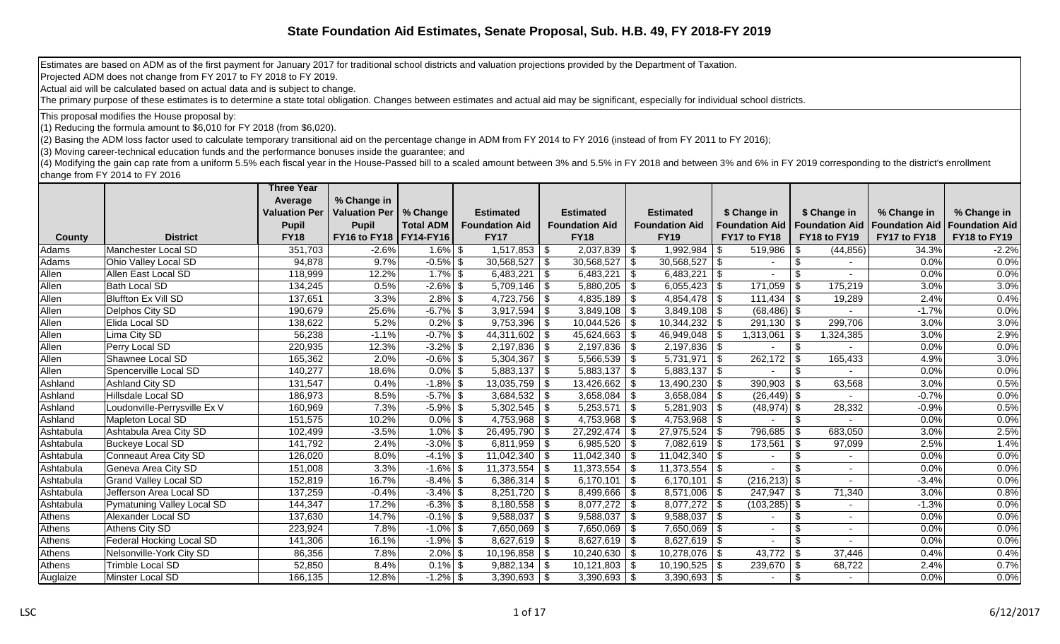# State Foundation Aid Estimates, Senate Proposal, Sub. H.B. 49, FY 2018-FY 2019

Estimates are based on ADM as of the first payment for January 2017 for traditional school districts and valuation projections provided by the Department of Taxation.
Projected ADM does not change from FY 2017 to FY 2018 to FY 2019.
Actual aid will be calculated based on actual data and is subject to change.
The primary purpose of these estimates is to determine a state total obligation. Changes between estimates and actual aid may be significant, especially for individual school districts.

This proposal modifies the House proposal by:
(1) Reducing the formula amount to $6,010 for FY 2018 (from $6,020).
(2) Basing the ADM loss factor used to calculate temporary transitional aid on the percentage change in ADM from FY 2014 to FY 2016 (instead of from FY 2011 to FY 2016);
(3) Moving career-technical education funds and the performance bonuses inside the guarantee; and
(4) Modifying the gain cap rate from a uniform 5.5% each fiscal year in the House-Passed bill to a scaled amount between 3% and 5.5% in FY 2018 and between 3% and 6% in FY 2019 corresponding to the district's enrollment change from FY 2014 to FY 2016

| County | District | Three Year Average Valuation Per Pupil FY18 | % Change in Valuation Per Pupil FY16 to FY18 | % Change Total ADM FY14-FY16 | Estimated Foundation Aid FY17 | Estimated Foundation Aid FY18 | Estimated Foundation Aid FY19 | $ Change in Foundation Aid FY17 to FY18 | $ Change in Foundation Aid FY18 to FY19 | % Change in Foundation Aid FY17 to FY18 | % Change in Foundation Aid FY18 to FY19 |
|---|---|---|---|---|---|---|---|---|---|---|---|
| Adams | Manchester Local SD | 351,703 | -2.6% | 1.6% | $ 1,517,853 | $ 2,037,839 | $ 1,992,984 | $ 519,986 | $ (44,856) | 34.3% | -2.2% |
| Adams | Ohio Valley Local SD | 94,878 | 9.7% | -0.5% | $ 30,568,527 | $ 30,568,527 | $ 30,568,527 | $ - | $ - | 0.0% | 0.0% |
| Allen | Allen East Local SD | 118,999 | 12.2% | 1.7% | $ 6,483,221 | $ 6,483,221 | $ 6,483,221 | $ - | $ - | 0.0% | 0.0% |
| Allen | Bath Local SD | 134,245 | 0.5% | -2.6% | $ 5,709,146 | $ 5,880,205 | $ 6,055,423 | $ 171,059 | $ 175,219 | 3.0% | 3.0% |
| Allen | Bluffton Ex Vill SD | 137,651 | 3.3% | 2.8% | $ 4,723,756 | $ 4,835,189 | $ 4,854,478 | $ 111,434 | $ 19,289 | 2.4% | 0.4% |
| Allen | Delphos City SD | 190,679 | 25.6% | -6.7% | $ 3,917,594 | $ 3,849,108 | $ 3,849,108 | $ (68,486) | $ - | -1.7% | 0.0% |
| Allen | Elida Local SD | 138,622 | 5.2% | 0.2% | $ 9,753,396 | $ 10,044,526 | $ 10,344,232 | $ 291,130 | $ 299,706 | 3.0% | 3.0% |
| Allen | Lima City SD | 56,238 | -1.1% | -0.7% | $ 44,311,602 | $ 45,624,663 | $ 46,949,048 | $ 1,313,061 | $ 1,324,385 | 3.0% | 2.9% |
| Allen | Perry Local SD | 220,935 | 12.3% | -3.2% | $ 2,197,836 | $ 2,197,836 | $ 2,197,836 | $ - | $ - | 0.0% | 0.0% |
| Allen | Shawnee Local SD | 165,362 | 2.0% | -0.6% | $ 5,304,367 | $ 5,566,539 | $ 5,731,971 | $ 262,172 | $ 165,433 | 4.9% | 3.0% |
| Allen | Spencerville Local SD | 140,277 | 18.6% | 0.0% | $ 5,883,137 | $ 5,883,137 | $ 5,883,137 | $ - | $ - | 0.0% | 0.0% |
| Ashland | Ashland City SD | 131,547 | 0.4% | -1.8% | $ 13,035,759 | $ 13,426,662 | $ 13,490,230 | $ 390,903 | $ 63,568 | 3.0% | 0.5% |
| Ashland | Hillsdale Local SD | 186,973 | 8.5% | -5.7% | $ 3,684,532 | $ 3,658,084 | $ 3,658,084 | $ (26,449) | $ - | -0.7% | 0.0% |
| Ashland | Loudonville-Perrysville Ex V | 160,969 | 7.3% | -5.9% | $ 5,302,545 | $ 5,253,571 | $ 5,281,903 | $ (48,974) | $ 28,332 | -0.9% | 0.5% |
| Ashland | Mapleton Local SD | 151,575 | 10.2% | 0.0% | $ 4,753,968 | $ 4,753,968 | $ 4,753,968 | $ - | $ - | 0.0% | 0.0% |
| Ashtabula | Ashtabula Area City SD | 102,499 | -3.5% | 1.0% | $ 26,495,790 | $ 27,292,474 | $ 27,975,524 | $ 796,685 | $ 683,050 | 3.0% | 2.5% |
| Ashtabula | Buckeye Local SD | 141,792 | 2.4% | -3.0% | $ 6,811,959 | $ 6,985,520 | $ 7,082,619 | $ 173,561 | $ 97,099 | 2.5% | 1.4% |
| Ashtabula | Conneaut Area City SD | 126,020 | 8.0% | -4.1% | $ 11,042,340 | $ 11,042,340 | $ 11,042,340 | $ - | $ - | 0.0% | 0.0% |
| Ashtabula | Geneva Area City SD | 151,008 | 3.3% | -1.6% | $ 11,373,554 | $ 11,373,554 | $ 11,373,554 | $ - | $ - | 0.0% | 0.0% |
| Ashtabula | Grand Valley Local SD | 152,819 | 16.7% | -8.4% | $ 6,386,314 | $ 6,170,101 | $ 6,170,101 | $ (216,213) | $ - | -3.4% | 0.0% |
| Ashtabula | Jefferson Area Local SD | 137,259 | -0.4% | -3.4% | $ 8,251,720 | $ 8,499,666 | $ 8,571,006 | $ 247,947 | $ 71,340 | 3.0% | 0.8% |
| Ashtabula | Pymatuning Valley Local SD | 144,347 | 17.2% | -6.3% | $ 8,180,558 | $ 8,077,272 | $ 8,077,272 | $ (103,285) | $ - | -1.3% | 0.0% |
| Athens | Alexander Local SD | 137,630 | 14.7% | -0.1% | $ 9,588,037 | $ 9,588,037 | $ 9,588,037 | $ - | $ - | 0.0% | 0.0% |
| Athens | Athens City SD | 223,924 | 7.8% | -1.0% | $ 7,650,069 | $ 7,650,069 | $ 7,650,069 | $ - | $ - | 0.0% | 0.0% |
| Athens | Federal Hocking Local SD | 141,306 | 16.1% | -1.9% | $ 8,627,619 | $ 8,627,619 | $ 8,627,619 | $ - | $ - | 0.0% | 0.0% |
| Athens | Nelsonville-York City SD | 86,356 | 7.8% | 2.0% | $ 10,196,858 | $ 10,240,630 | $ 10,278,076 | $ 43,772 | $ 37,446 | 0.4% | 0.4% |
| Athens | Trimble Local SD | 52,850 | 8.4% | 0.1% | $ 9,882,134 | $ 10,121,803 | $ 10,190,525 | $ 239,670 | $ 68,722 | 2.4% | 0.7% |
| Auglaize | Minster Local SD | 166,135 | 12.8% | -1.2% | $ 3,390,693 | $ 3,390,693 | $ 3,390,693 | $ - | $ - | 0.0% | 0.0% |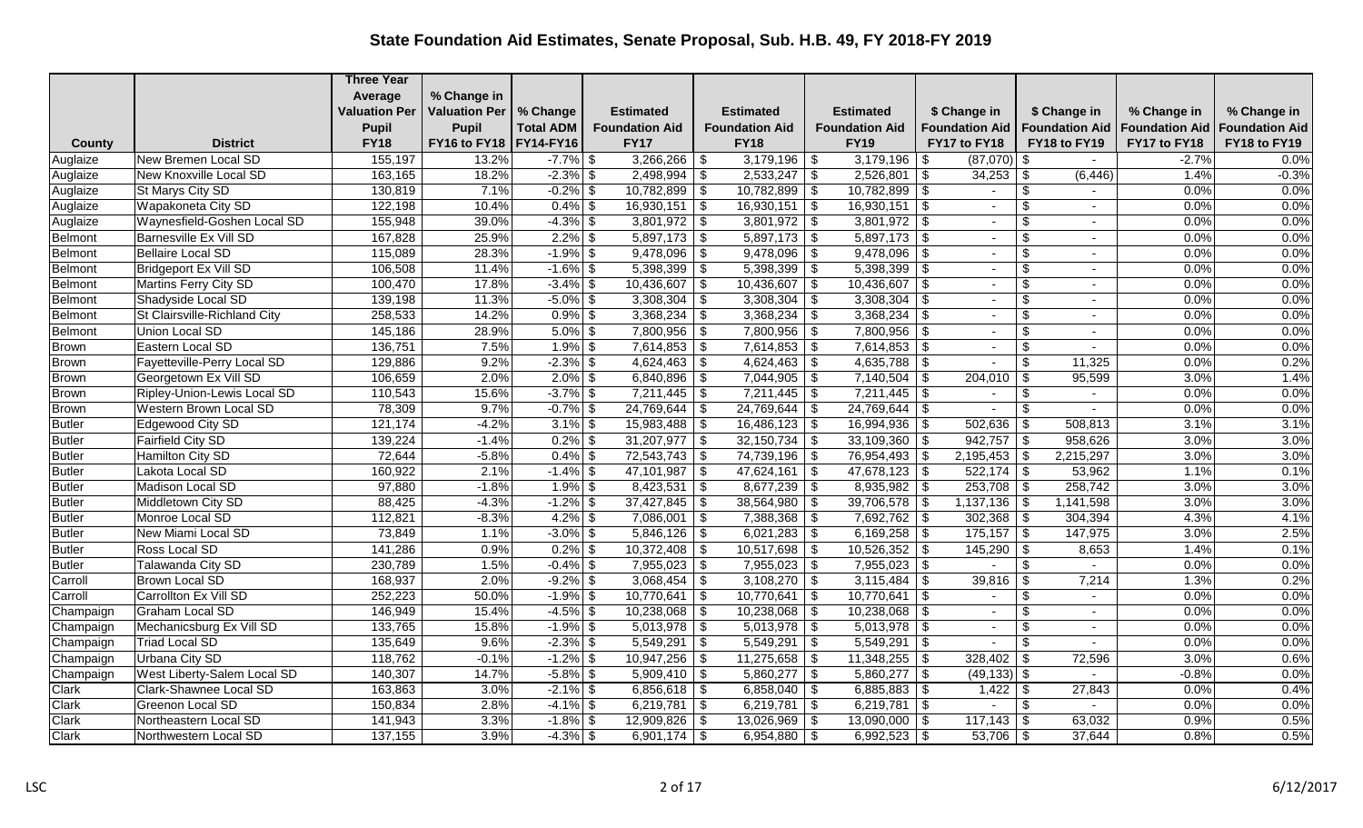# State Foundation Aid Estimates, Senate Proposal, Sub. H.B. 49, FY 2018-FY 2019

| County | District | Three Year Average Valuation Per Pupil FY18 | % Change in Valuation Per Pupil FY16 to FY18 | % Change Total ADM FY14-FY16 | Estimated Foundation Aid FY17 | Estimated Foundation Aid FY18 | Estimated Foundation Aid FY19 | $ Change in Foundation Aid FY17 to FY18 | $ Change in Foundation Aid FY18 to FY19 | % Change in Foundation Aid FY17 to FY18 | % Change in Foundation Aid FY18 to FY19 |
|---|---|---|---|---|---|---|---|---|---|---|---|
| Auglaize | New Bremen Local SD | 155,197 | 13.2% | -7.7% | $ 3,266,266 | $ 3,179,196 | $ 3,179,196 | $ (87,070) | $ - | -2.7% | 0.0% |
| Auglaize | New Knoxville Local SD | 163,165 | 18.2% | -2.3% | $ 2,498,994 | $ 2,533,247 | $ 2,526,801 | $ 34,253 | $ (6,446) | 1.4% | -0.3% |
| Auglaize | St Marys City SD | 130,819 | 7.1% | -0.2% | $ 10,782,899 | $ 10,782,899 | $ 10,782,899 | $ - | $ - | 0.0% | 0.0% |
| Auglaize | Wapakoneta City SD | 122,198 | 10.4% | 0.4% | $ 16,930,151 | $ 16,930,151 | $ 16,930,151 | $ - | $ - | 0.0% | 0.0% |
| Auglaize | Waynesfield-Goshen Local SD | 155,948 | 39.0% | -4.3% | $ 3,801,972 | $ 3,801,972 | $ 3,801,972 | $ - | $ - | 0.0% | 0.0% |
| Belmont | Barnesville Ex Vill SD | 167,828 | 25.9% | 2.2% | $ 5,897,173 | $ 5,897,173 | $ 5,897,173 | $ - | $ - | 0.0% | 0.0% |
| Belmont | Bellaire Local SD | 115,089 | 28.3% | -1.9% | $ 9,478,096 | $ 9,478,096 | $ 9,478,096 | $ - | $ - | 0.0% | 0.0% |
| Belmont | Bridgeport Ex Vill SD | 106,508 | 11.4% | -1.6% | $ 5,398,399 | $ 5,398,399 | $ 5,398,399 | $ - | $ - | 0.0% | 0.0% |
| Belmont | Martins Ferry City SD | 100,470 | 17.8% | -3.4% | $ 10,436,607 | $ 10,436,607 | $ 10,436,607 | $ - | $ - | 0.0% | 0.0% |
| Belmont | Shadyside Local SD | 139,198 | 11.3% | -5.0% | $ 3,308,304 | $ 3,308,304 | $ 3,308,304 | $ - | $ - | 0.0% | 0.0% |
| Belmont | St Clairsville-Richland City | 258,533 | 14.2% | 0.9% | $ 3,368,234 | $ 3,368,234 | $ 3,368,234 | $ - | $ - | 0.0% | 0.0% |
| Belmont | Union Local SD | 145,186 | 28.9% | 5.0% | $ 7,800,956 | $ 7,800,956 | $ 7,800,956 | $ - | $ - | 0.0% | 0.0% |
| Brown | Eastern Local SD | 136,751 | 7.5% | 1.9% | $ 7,614,853 | $ 7,614,853 | $ 7,614,853 | $ - | $ - | 0.0% | 0.0% |
| Brown | Fayetteville-Perry Local SD | 129,886 | 9.2% | -2.3% | $ 4,624,463 | $ 4,624,463 | $ 4,635,788 | $ - | $ 11,325 | 0.0% | 0.2% |
| Brown | Georgetown Ex Vill SD | 106,659 | 2.0% | 2.0% | $ 6,840,896 | $ 7,044,905 | $ 7,140,504 | $ 204,010 | $ 95,599 | 3.0% | 1.4% |
| Brown | Ripley-Union-Lewis Local SD | 110,543 | 15.6% | -3.7% | $ 7,211,445 | $ 7,211,445 | $ 7,211,445 | $ - | $ - | 0.0% | 0.0% |
| Brown | Western Brown Local SD | 78,309 | 9.7% | -0.7% | $ 24,769,644 | $ 24,769,644 | $ 24,769,644 | $ - | $ - | 0.0% | 0.0% |
| Butler | Edgewood City SD | 121,174 | -4.2% | 3.1% | $ 15,983,488 | $ 16,486,123 | $ 16,994,936 | $ 502,636 | $ 508,813 | 3.1% | 3.1% |
| Butler | Fairfield City SD | 139,224 | -1.4% | 0.2% | $ 31,207,977 | $ 32,150,734 | $ 33,109,360 | $ 942,757 | $ 958,626 | 3.0% | 3.0% |
| Butler | Hamilton City SD | 72,644 | -5.8% | 0.4% | $ 72,543,743 | $ 74,739,196 | $ 76,954,493 | $ 2,195,453 | $ 2,215,297 | 3.0% | 3.0% |
| Butler | Lakota Local SD | 160,922 | 2.1% | -1.4% | $ 47,101,987 | $ 47,624,161 | $ 47,678,123 | $ 522,174 | $ 53,962 | 1.1% | 0.1% |
| Butler | Madison Local SD | 97,880 | -1.8% | 1.9% | $ 8,423,531 | $ 8,677,239 | $ 8,935,982 | $ 253,708 | $ 258,742 | 3.0% | 3.0% |
| Butler | Middletown City SD | 88,425 | -4.3% | -1.2% | $ 37,427,845 | $ 38,564,980 | $ 39,706,578 | $ 1,137,136 | $ 1,141,598 | 3.0% | 3.0% |
| Butler | Monroe Local SD | 112,821 | -8.3% | 4.2% | $ 7,086,001 | $ 7,388,368 | $ 7,692,762 | $ 302,368 | $ 304,394 | 4.3% | 4.1% |
| Butler | New Miami Local SD | 73,849 | 1.1% | -3.0% | $ 5,846,126 | $ 6,021,283 | $ 6,169,258 | $ 175,157 | $ 147,975 | 3.0% | 2.5% |
| Butler | Ross Local SD | 141,286 | 0.9% | 0.2% | $ 10,372,408 | $ 10,517,698 | $ 10,526,352 | $ 145,290 | $ 8,653 | 1.4% | 0.1% |
| Butler | Talawanda City SD | 230,789 | 1.5% | -0.4% | $ 7,955,023 | $ 7,955,023 | $ 7,955,023 | $ - | $ - | 0.0% | 0.0% |
| Carroll | Brown Local SD | 168,937 | 2.0% | -9.2% | $ 3,068,454 | $ 3,108,270 | $ 3,115,484 | $ 39,816 | $ 7,214 | 1.3% | 0.2% |
| Carroll | Carrollton Ex Vill SD | 252,223 | 50.0% | -1.9% | $ 10,770,641 | $ 10,770,641 | $ 10,770,641 | $ - | $ - | 0.0% | 0.0% |
| Champaign | Graham Local SD | 146,949 | 15.4% | -4.5% | $ 10,238,068 | $ 10,238,068 | $ 10,238,068 | $ - | $ - | 0.0% | 0.0% |
| Champaign | Mechanicsburg Ex Vill SD | 133,765 | 15.8% | -1.9% | $ 5,013,978 | $ 5,013,978 | $ 5,013,978 | $ - | $ - | 0.0% | 0.0% |
| Champaign | Triad Local SD | 135,649 | 9.6% | -2.3% | $ 5,549,291 | $ 5,549,291 | $ 5,549,291 | $ - | $ - | 0.0% | 0.0% |
| Champaign | Urbana City SD | 118,762 | -0.1% | -1.2% | $ 10,947,256 | $ 11,275,658 | $ 11,348,255 | $ 328,402 | $ 72,596 | 3.0% | 0.6% |
| Champaign | West Liberty-Salem Local SD | 140,307 | 14.7% | -5.8% | $ 5,909,410 | $ 5,860,277 | $ 5,860,277 | $ (49,133) | $ - | -0.8% | 0.0% |
| Clark | Clark-Shawnee Local SD | 163,863 | 3.0% | -2.1% | $ 6,856,618 | $ 6,858,040 | $ 6,885,883 | $ 1,422 | $ 27,843 | 0.0% | 0.4% |
| Clark | Greenon Local SD | 150,834 | 2.8% | -4.1% | $ 6,219,781 | $ 6,219,781 | $ 6,219,781 | $ - | $ - | 0.0% | 0.0% |
| Clark | Northeastern Local SD | 141,943 | 3.3% | -1.8% | $ 12,909,826 | $ 13,026,969 | $ 13,090,000 | $ 117,143 | $ 63,032 | 0.9% | 0.5% |
| Clark | Northwestern Local SD | 137,155 | 3.9% | -4.3% | $ 6,901,174 | $ 6,954,880 | $ 6,992,523 | $ 53,706 | $ 37,644 | 0.8% | 0.5% |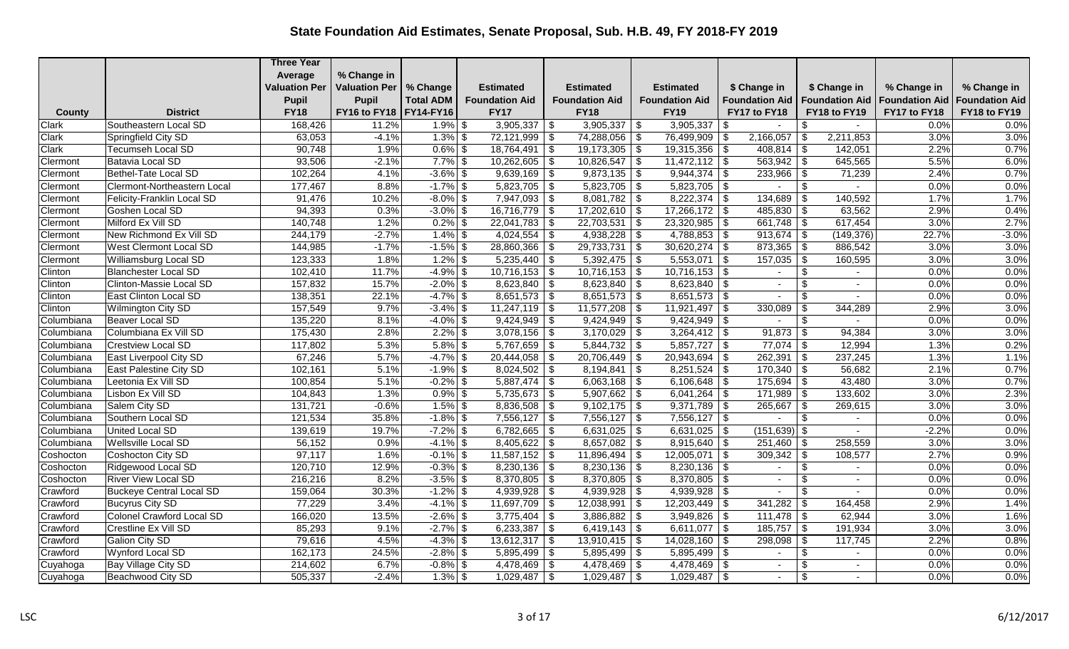# State Foundation Aid Estimates, Senate Proposal, Sub. H.B. 49, FY 2018-FY 2019

| County | District | Three Year Average Valuation Per Pupil FY18 | % Change in Valuation Per Pupil FY16 to FY18 | % Change Total ADM FY14-FY16 | Estimated Foundation Aid FY17 | Estimated Foundation Aid FY18 | Estimated Foundation Aid FY19 | $ Change in Foundation Aid FY17 to FY18 | $ Change in Foundation Aid FY18 to FY19 | % Change in Foundation Aid FY17 to FY18 | % Change in Foundation Aid FY18 to FY19 |
|---|---|---|---|---|---|---|---|---|---|---|---|
| Clark | Southeastern Local SD | 168,426 | 11.2% | 1.9% | $ 3,905,337 | $ 3,905,337 | $ 3,905,337 | $ - | $ - | 0.0% | 0.0% |
| Clark | Springfield City SD | 63,053 | -4.1% | 1.3% | $ 72,121,999 | $ 74,288,056 | $ 76,499,909 | $ 2,166,057 | $ 2,211,853 | 3.0% | 3.0% |
| Clark | Tecumseh Local SD | 90,748 | 1.9% | 0.6% | $ 18,764,491 | $ 19,173,305 | $ 19,315,356 | $ 408,814 | $ 142,051 | 2.2% | 0.7% |
| Clermont | Batavia Local SD | 93,506 | -2.1% | 7.7% | $ 10,262,605 | $ 10,826,547 | $ 11,472,112 | $ 563,942 | $ 645,565 | 5.5% | 6.0% |
| Clermont | Bethel-Tate Local SD | 102,264 | 4.1% | -3.6% | $ 9,639,169 | $ 9,873,135 | $ 9,944,374 | $ 233,966 | $ 71,239 | 2.4% | 0.7% |
| Clermont | Clermont-Northeastern Local | 177,467 | 8.8% | -1.7% | $ 5,823,705 | $ 5,823,705 | $ 5,823,705 | $ - | $ - | 0.0% | 0.0% |
| Clermont | Felicity-Franklin Local SD | 91,476 | 10.2% | -8.0% | $ 7,947,093 | $ 8,081,782 | $ 8,222,374 | $ 134,689 | $ 140,592 | 1.7% | 1.7% |
| Clermont | Goshen Local SD | 94,393 | 0.3% | -3.0% | $ 16,716,779 | $ 17,202,610 | $ 17,266,172 | $ 485,830 | $ 63,562 | 2.9% | 0.4% |
| Clermont | Milford Ex Vill SD | 140,748 | 1.2% | 0.2% | $ 22,041,783 | $ 22,703,531 | $ 23,320,985 | $ 661,748 | $ 617,454 | 3.0% | 2.7% |
| Clermont | New Richmond Ex Vill SD | 244,179 | -2.7% | 1.4% | $ 4,024,554 | $ 4,938,228 | $ 4,788,853 | $ 913,674 | $ (149,376) | 22.7% | -3.0% |
| Clermont | West Clermont Local SD | 144,985 | -1.7% | -1.5% | $ 28,860,366 | $ 29,733,731 | $ 30,620,274 | $ 873,365 | $ 886,542 | 3.0% | 3.0% |
| Clermont | Williamsburg Local SD | 123,333 | 1.8% | 1.2% | $ 5,235,440 | $ 5,392,475 | $ 5,553,071 | $ 157,035 | $ 160,595 | 3.0% | 3.0% |
| Clinton | Blanchester Local SD | 102,410 | 11.7% | -4.9% | $ 10,716,153 | $ 10,716,153 | $ 10,716,153 | $ - | $ - | 0.0% | 0.0% |
| Clinton | Clinton-Massie Local SD | 157,832 | 15.7% | -2.0% | $ 8,623,840 | $ 8,623,840 | $ 8,623,840 | $ - | $ - | 0.0% | 0.0% |
| Clinton | East Clinton Local SD | 138,351 | 22.1% | -4.7% | $ 8,651,573 | $ 8,651,573 | $ 8,651,573 | $ - | $ - | 0.0% | 0.0% |
| Clinton | Wilmington City SD | 157,549 | 9.7% | -3.4% | $ 11,247,119 | $ 11,577,208 | $ 11,921,497 | $ 330,089 | $ 344,289 | 2.9% | 3.0% |
| Columbiana | Beaver Local SD | 135,220 | 8.1% | -4.0% | $ 9,424,949 | $ 9,424,949 | $ 9,424,949 | $ - | $ - | 0.0% | 0.0% |
| Columbiana | Columbiana Ex Vill SD | 175,430 | 2.8% | 2.2% | $ 3,078,156 | $ 3,170,029 | $ 3,264,412 | $ 91,873 | $ 94,384 | 3.0% | 3.0% |
| Columbiana | Crestview Local SD | 117,802 | 5.3% | 5.8% | $ 5,767,659 | $ 5,844,732 | $ 5,857,727 | $ 77,074 | $ 12,994 | 1.3% | 0.2% |
| Columbiana | East Liverpool City SD | 67,246 | 5.7% | -4.7% | $ 20,444,058 | $ 20,706,449 | $ 20,943,694 | $ 262,391 | $ 237,245 | 1.3% | 1.1% |
| Columbiana | East Palestine City SD | 102,161 | 5.1% | -1.9% | $ 8,024,502 | $ 8,194,841 | $ 8,251,524 | $ 170,340 | $ 56,682 | 2.1% | 0.7% |
| Columbiana | Leetonia Ex Vill SD | 100,854 | 5.1% | -0.2% | $ 5,887,474 | $ 6,063,168 | $ 6,106,648 | $ 175,694 | $ 43,480 | 3.0% | 0.7% |
| Columbiana | Lisbon Ex Vill SD | 104,843 | 1.3% | 0.9% | $ 5,735,673 | $ 5,907,662 | $ 6,041,264 | $ 171,989 | $ 133,602 | 3.0% | 2.3% |
| Columbiana | Salem City SD | 131,721 | -0.6% | 1.5% | $ 8,836,508 | $ 9,102,175 | $ 9,371,789 | $ 265,667 | $ 269,615 | 3.0% | 3.0% |
| Columbiana | Southern Local SD | 121,534 | 35.8% | -1.8% | $ 7,556,127 | $ 7,556,127 | $ 7,556,127 | $ - | $ - | 0.0% | 0.0% |
| Columbiana | United Local SD | 139,619 | 19.7% | -7.2% | $ 6,782,665 | $ 6,631,025 | $ 6,631,025 | $ (151,639) | $ - | -2.2% | 0.0% |
| Columbiana | Wellsville Local SD | 56,152 | 0.9% | -4.1% | $ 8,405,622 | $ 8,657,082 | $ 8,915,640 | $ 251,460 | $ 258,559 | 3.0% | 3.0% |
| Coshocton | Coshocton City SD | 97,117 | 1.6% | -0.1% | $ 11,587,152 | $ 11,896,494 | $ 12,005,071 | $ 309,342 | $ 108,577 | 2.7% | 0.9% |
| Coshocton | Ridgewood Local SD | 120,710 | 12.9% | -0.3% | $ 8,230,136 | $ 8,230,136 | $ 8,230,136 | $ - | $ - | 0.0% | 0.0% |
| Coshocton | River View Local SD | 216,216 | 8.2% | -3.5% | $ 8,370,805 | $ 8,370,805 | $ 8,370,805 | $ - | $ - | 0.0% | 0.0% |
| Crawford | Buckeye Central Local SD | 159,064 | 30.3% | -1.2% | $ 4,939,928 | $ 4,939,928 | $ 4,939,928 | $ - | $ - | 0.0% | 0.0% |
| Crawford | Bucyrus City SD | 77,229 | 3.4% | -4.1% | $ 11,697,709 | $ 12,038,991 | $ 12,203,449 | $ 341,282 | $ 164,458 | 2.9% | 1.4% |
| Crawford | Colonel Crawford Local SD | 166,020 | 13.5% | -2.6% | $ 3,775,404 | $ 3,886,882 | $ 3,949,826 | $ 111,478 | $ 62,944 | 3.0% | 1.6% |
| Crawford | Crestline Ex Vill SD | 85,293 | 9.1% | -2.7% | $ 6,233,387 | $ 6,419,143 | $ 6,611,077 | $ 185,757 | $ 191,934 | 3.0% | 3.0% |
| Crawford | Galion City SD | 79,616 | 4.5% | -4.3% | $ 13,612,317 | $ 13,910,415 | $ 14,028,160 | $ 298,098 | $ 117,745 | 2.2% | 0.8% |
| Crawford | Wynford Local SD | 162,173 | 24.5% | -2.8% | $ 5,895,499 | $ 5,895,499 | $ 5,895,499 | $ - | $ - | 0.0% | 0.0% |
| Cuyahoga | Bay Village City SD | 214,602 | 6.7% | -0.8% | $ 4,478,469 | $ 4,478,469 | $ 4,478,469 | $ - | $ - | 0.0% | 0.0% |
| Cuyahoga | Beachwood City SD | 505,337 | -2.4% | 1.3% | $ 1,029,487 | $ 1,029,487 | $ 1,029,487 | $ - | $ - | 0.0% | 0.0% |

LSC 6/12/2017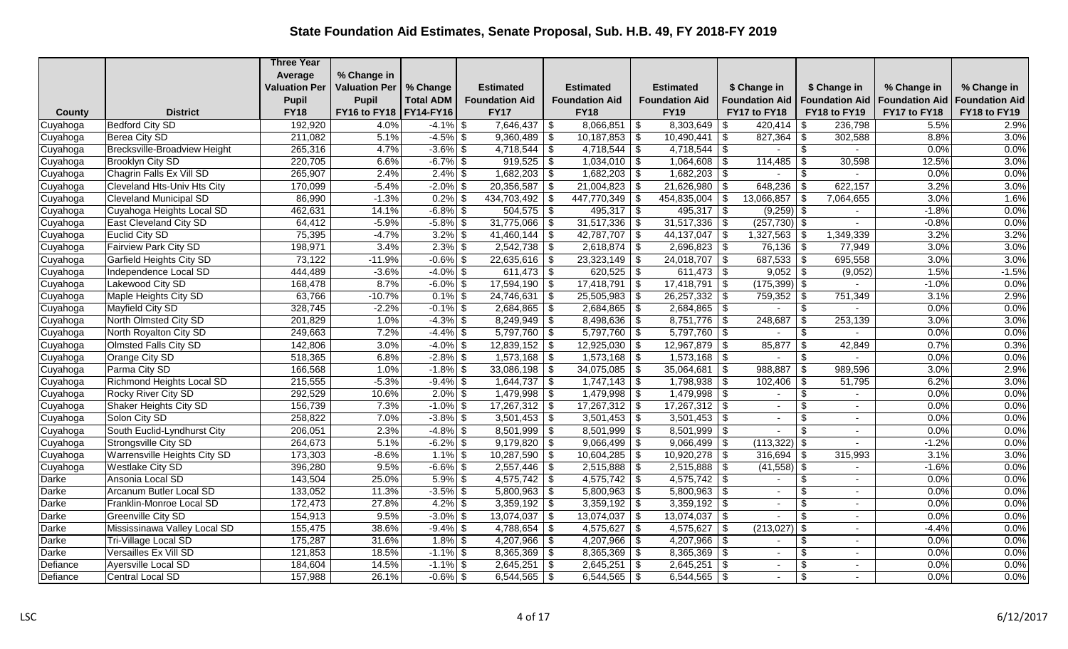# State Foundation Aid Estimates, Senate Proposal, Sub. H.B. 49, FY 2018-FY 2019

| County | District | Three Year Average Valuation Per Pupil FY18 | % Change in Valuation Per Pupil FY16 to FY18 | % Change Total ADM FY14-FY16 | Estimated Foundation Aid FY17 | Estimated Foundation Aid FY18 | Estimated Foundation Aid FY19 | $ Change in Foundation Aid FY17 to FY18 | $ Change in Foundation Aid FY18 to FY19 | % Change in Foundation Aid FY17 to FY18 | % Change in Foundation Aid FY18 to FY19 |
|---|---|---|---|---|---|---|---|---|---|---|---|
| Cuyahoga | Bedford City SD | 192,920 | 4.0% | -4.1% | $ 7,646,437 | $ 8,066,851 | $ 8,303,649 | $ 420,414 | $ 236,798 | 5.5% | 2.9% |
| Cuyahoga | Berea City SD | 211,082 | 5.1% | -4.5% | $ 9,360,489 | $ 10,187,853 | $ 10,490,441 | $ 827,364 | $ 302,588 | 8.8% | 3.0% |
| Cuyahoga | Brecksville-Broadview Height | 265,316 | 4.7% | -3.6% | $ 4,718,544 | $ 4,718,544 | $ 4,718,544 | $ - | $ - | 0.0% | 0.0% |
| Cuyahoga | Brooklyn City SD | 220,705 | 6.6% | -6.7% | $ 919,525 | $ 1,034,010 | $ 1,064,608 | $ 114,485 | $ 30,598 | 12.5% | 3.0% |
| Cuyahoga | Chagrin Falls Ex Vill SD | 265,907 | 2.4% | 2.4% | $ 1,682,203 | $ 1,682,203 | $ 1,682,203 | $ - | $ - | 0.0% | 0.0% |
| Cuyahoga | Cleveland Hts-Univ Hts City | 170,099 | -5.4% | -2.0% | $ 20,356,587 | $ 21,004,823 | $ 21,626,980 | $ 648,236 | $ 622,157 | 3.2% | 3.0% |
| Cuyahoga | Cleveland Municipal SD | 86,990 | -1.3% | 0.2% | $ 434,703,492 | $ 447,770,349 | $ 454,835,004 | $ 13,066,857 | $ 7,064,655 | 3.0% | 1.6% |
| Cuyahoga | Cuyahoga Heights Local SD | 462,631 | 14.1% | -6.8% | $ 504,575 | $ 495,317 | $ 495,317 | $ (9,259) | $ - | -1.8% | 0.0% |
| Cuyahoga | East Cleveland City SD | 64,412 | -5.9% | -5.8% | $ 31,775,066 | $ 31,517,336 | $ 31,517,336 | $ (257,730) | $ - | -0.8% | 0.0% |
| Cuyahoga | Euclid City SD | 75,395 | -4.7% | 3.2% | $ 41,460,144 | $ 42,787,707 | $ 44,137,047 | $ 1,327,563 | $ 1,349,339 | 3.2% | 3.2% |
| Cuyahoga | Fairview Park City SD | 198,971 | 3.4% | 2.3% | $ 2,542,738 | $ 2,618,874 | $ 2,696,823 | $ 76,136 | $ 77,949 | 3.0% | 3.0% |
| Cuyahoga | Garfield Heights City SD | 73,122 | -11.9% | -0.6% | $ 22,635,616 | $ 23,323,149 | $ 24,018,707 | $ 687,533 | $ 695,558 | 3.0% | 3.0% |
| Cuyahoga | Independence Local SD | 444,489 | -3.6% | -4.0% | $ 611,473 | $ 620,525 | $ 611,473 | $ 9,052 | $ (9,052) | 1.5% | -1.5% |
| Cuyahoga | Lakewood City SD | 168,478 | 8.7% | -6.0% | $ 17,594,190 | $ 17,418,791 | $ 17,418,791 | $ (175,399) | $ - | -1.0% | 0.0% |
| Cuyahoga | Maple Heights City SD | 63,766 | -10.7% | 0.1% | $ 24,746,631 | $ 25,505,983 | $ 26,257,332 | $ 759,352 | $ 751,349 | 3.1% | 2.9% |
| Cuyahoga | Mayfield City SD | 328,745 | -2.2% | -0.1% | $ 2,684,865 | $ 2,684,865 | $ 2,684,865 | $ - | $ - | 0.0% | 0.0% |
| Cuyahoga | North Olmsted City SD | 201,829 | 1.0% | -4.3% | $ 8,249,949 | $ 8,498,636 | $ 8,751,776 | $ 248,687 | $ 253,139 | 3.0% | 3.0% |
| Cuyahoga | North Royalton City SD | 249,663 | 7.2% | -4.4% | $ 5,797,760 | $ 5,797,760 | $ 5,797,760 | $ - | $ - | 0.0% | 0.0% |
| Cuyahoga | Olmsted Falls City SD | 142,806 | 3.0% | -4.0% | $ 12,839,152 | $ 12,925,030 | $ 12,967,879 | $ 85,877 | $ 42,849 | 0.7% | 0.3% |
| Cuyahoga | Orange City SD | 518,365 | 6.8% | -2.8% | $ 1,573,168 | $ 1,573,168 | $ 1,573,168 | $ - | $ - | 0.0% | 0.0% |
| Cuyahoga | Parma City SD | 166,568 | 1.0% | -1.8% | $ 33,086,198 | $ 34,075,085 | $ 35,064,681 | $ 988,887 | $ 989,596 | 3.0% | 2.9% |
| Cuyahoga | Richmond Heights Local SD | 215,555 | -5.3% | -9.4% | $ 1,644,737 | $ 1,747,143 | $ 1,798,938 | $ 102,406 | $ 51,795 | 6.2% | 3.0% |
| Cuyahoga | Rocky River City SD | 292,529 | 10.6% | 2.0% | $ 1,479,998 | $ 1,479,998 | $ 1,479,998 | $ - | $ - | 0.0% | 0.0% |
| Cuyahoga | Shaker Heights City SD | 156,739 | 7.3% | -1.0% | $ 17,267,312 | $ 17,267,312 | $ 17,267,312 | $ - | $ - | 0.0% | 0.0% |
| Cuyahoga | Solon City SD | 258,822 | 7.0% | -3.8% | $ 3,501,453 | $ 3,501,453 | $ 3,501,453 | $ - | $ - | 0.0% | 0.0% |
| Cuyahoga | South Euclid-Lyndhurst City | 206,051 | 2.3% | -4.8% | $ 8,501,999 | $ 8,501,999 | $ 8,501,999 | $ - | $ - | 0.0% | 0.0% |
| Cuyahoga | Strongsville City SD | 264,673 | 5.1% | -6.2% | $ 9,179,820 | $ 9,066,499 | $ 9,066,499 | $ (113,322) | $ - | -1.2% | 0.0% |
| Cuyahoga | Warrensville Heights City SD | 173,303 | -8.6% | 1.1% | $ 10,287,590 | $ 10,604,285 | $ 10,920,278 | $ 316,694 | $ 315,993 | 3.1% | 3.0% |
| Cuyahoga | Westlake City SD | 396,280 | 9.5% | -6.6% | $ 2,557,446 | $ 2,515,888 | $ 2,515,888 | $ (41,558) | $ - | -1.6% | 0.0% |
| Darke | Ansonia Local SD | 143,504 | 25.0% | 5.9% | $ 4,575,742 | $ 4,575,742 | $ 4,575,742 | $ - | $ - | 0.0% | 0.0% |
| Darke | Arcanum Butler Local SD | 133,052 | 11.3% | -3.5% | $ 5,800,963 | $ 5,800,963 | $ 5,800,963 | $ - | $ - | 0.0% | 0.0% |
| Darke | Franklin-Monroe Local SD | 172,473 | 27.8% | 4.2% | $ 3,359,192 | $ 3,359,192 | $ 3,359,192 | $ - | $ - | 0.0% | 0.0% |
| Darke | Greenville City SD | 154,913 | 9.5% | -3.0% | $ 13,074,037 | $ 13,074,037 | $ 13,074,037 | $ - | $ - | 0.0% | 0.0% |
| Darke | Mississinawa Valley Local SD | 155,475 | 38.6% | -9.4% | $ 4,788,654 | $ 4,575,627 | $ 4,575,627 | $ (213,027) | $ - | -4.4% | 0.0% |
| Darke | Tri-Village Local SD | 175,287 | 31.6% | 1.8% | $ 4,207,966 | $ 4,207,966 | $ 4,207,966 | $ - | $ - | 0.0% | 0.0% |
| Darke | Versailles Ex Vill SD | 121,853 | 18.5% | -1.1% | $ 8,365,369 | $ 8,365,369 | $ 8,365,369 | $ - | $ - | 0.0% | 0.0% |
| Defiance | Ayersville Local SD | 184,604 | 14.5% | -1.1% | $ 2,645,251 | $ 2,645,251 | $ 2,645,251 | $ - | $ - | 0.0% | 0.0% |
| Defiance | Central Local SD | 157,988 | 26.1% | -0.6% | $ 6,544,565 | $ 6,544,565 | $ 6,544,565 | $ - | $ - | 0.0% | 0.0% |

LSC 6/12/2017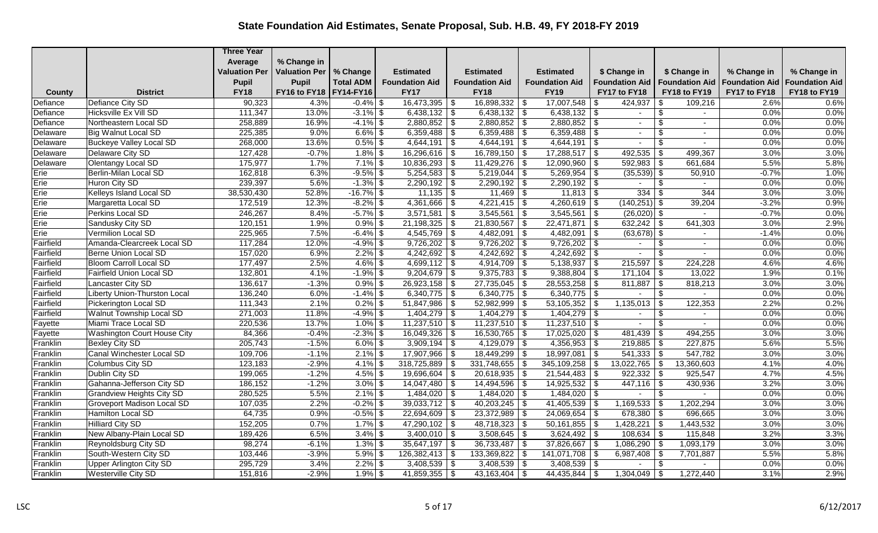# State Foundation Aid Estimates, Senate Proposal, Sub. H.B. 49, FY 2018-FY 2019

| County | District | Three Year Average Valuation Per Pupil FY18 | % Change in Valuation Per Pupil FY16 to FY18 | % Change Total ADM FY14-FY16 | Estimated Foundation Aid FY17 | Estimated Foundation Aid FY18 | Estimated Foundation Aid FY19 | $ Change in Foundation Aid FY17 to FY18 | $ Change in Foundation Aid FY18 to FY19 | % Change in Foundation Aid FY17 to FY18 | % Change in Foundation Aid FY18 to FY19 |
|---|---|---|---|---|---|---|---|---|---|---|---|
| Defiance | Defiance City SD | 90,323 | 4.3% | -0.4% | $ 16,473,395 | $ 16,898,332 | $ 17,007,548 | $ 424,937 | $ 109,216 | 2.6% | 0.6% |
| Defiance | Hicksville Ex Vill SD | 111,347 | 13.0% | -3.1% | $ 6,438,132 | $ 6,438,132 | $ 6,438,132 | $ - | $ - | 0.0% | 0.0% |
| Defiance | Northeastern Local SD | 258,889 | 16.9% | -4.1% | $ 2,880,852 | $ 2,880,852 | $ 2,880,852 | $ - | $ - | 0.0% | 0.0% |
| Delaware | Big Walnut Local SD | 225,385 | 9.0% | 6.6% | $ 6,359,488 | $ 6,359,488 | $ 6,359,488 | $ - | $ - | 0.0% | 0.0% |
| Delaware | Buckeye Valley Local SD | 268,000 | 13.6% | 0.5% | $ 4,644,191 | $ 4,644,191 | $ 4,644,191 | $ - | $ - | 0.0% | 0.0% |
| Delaware | Delaware City SD | 127,428 | -0.7% | 1.8% | $ 16,296,616 | $ 16,789,150 | $ 17,288,517 | $ 492,535 | $ 499,367 | 3.0% | 3.0% |
| Delaware | Olentangy Local SD | 175,977 | 1.7% | 7.1% | $ 10,836,293 | $ 11,429,276 | $ 12,090,960 | $ 592,983 | $ 661,684 | 5.5% | 5.8% |
| Erie | Berlin-Milan Local SD | 162,818 | 6.3% | -9.5% | $ 5,254,583 | $ 5,219,044 | $ 5,269,954 | $ (35,539) | $ 50,910 | -0.7% | 1.0% |
| Erie | Huron City SD | 239,397 | 5.6% | -1.3% | $ 2,290,192 | $ 2,290,192 | $ 2,290,192 | $ - | $ - | 0.0% | 0.0% |
| Erie | Kelleys Island Local SD | 38,530,430 | 52.8% | -16.7% | $ 11,135 | $ 11,469 | $ 11,813 | $ 334 | $ 344 | 3.0% | 3.0% |
| Erie | Margaretta Local SD | 172,519 | 12.3% | -8.2% | $ 4,361,666 | $ 4,221,415 | $ 4,260,619 | $ (140,251) | $ 39,204 | -3.2% | 0.9% |
| Erie | Perkins Local SD | 246,267 | 8.4% | -5.7% | $ 3,571,581 | $ 3,545,561 | $ 3,545,561 | $ (26,020) | $ - | -0.7% | 0.0% |
| Erie | Sandusky City SD | 120,151 | 1.9% | 0.9% | $ 21,198,325 | $ 21,830,567 | $ 22,471,871 | $ 632,242 | $ 641,303 | 3.0% | 2.9% |
| Erie | Vermilion Local SD | 225,965 | 7.5% | -6.4% | $ 4,545,769 | $ 4,482,091 | $ 4,482,091 | $ (63,678) | $ - | -1.4% | 0.0% |
| Fairfield | Amanda-Clearcreek Local SD | 117,284 | 12.0% | -4.9% | $ 9,726,202 | $ 9,726,202 | $ 9,726,202 | $ - | $ - | 0.0% | 0.0% |
| Fairfield | Berne Union Local SD | 157,020 | 6.9% | 2.2% | $ 4,242,692 | $ 4,242,692 | $ 4,242,692 | $ - | $ - | 0.0% | 0.0% |
| Fairfield | Bloom Carroll Local SD | 177,497 | 2.5% | 4.6% | $ 4,699,112 | $ 4,914,709 | $ 5,138,937 | $ 215,597 | $ 224,228 | 4.6% | 4.6% |
| Fairfield | Fairfield Union Local SD | 132,801 | 4.1% | -1.9% | $ 9,204,679 | $ 9,375,783 | $ 9,388,804 | $ 171,104 | $ 13,022 | 1.9% | 0.1% |
| Fairfield | Lancaster City SD | 136,617 | -1.3% | 0.9% | $ 26,923,158 | $ 27,735,045 | $ 28,553,258 | $ 811,887 | $ 818,213 | 3.0% | 3.0% |
| Fairfield | Liberty Union-Thurston Local | 136,240 | 6.0% | -1.4% | $ 6,340,775 | $ 6,340,775 | $ 6,340,775 | $ - | $ - | 0.0% | 0.0% |
| Fairfield | Pickerington Local SD | 111,343 | 2.1% | 0.2% | $ 51,847,986 | $ 52,982,999 | $ 53,105,352 | $ 1,135,013 | $ 122,353 | 2.2% | 0.2% |
| Fairfield | Walnut Township Local SD | 271,003 | 11.8% | -4.9% | $ 1,404,279 | $ 1,404,279 | $ 1,404,279 | $ - | $ - | 0.0% | 0.0% |
| Fayette | Miami Trace Local SD | 220,536 | 13.7% | 1.0% | $ 11,237,510 | $ 11,237,510 | $ 11,237,510 | $ - | $ - | 0.0% | 0.0% |
| Fayette | Washington Court House City | 84,366 | -0.4% | -2.3% | $ 16,049,326 | $ 16,530,765 | $ 17,025,020 | $ 481,439 | $ 494,255 | 3.0% | 3.0% |
| Franklin | Bexley City SD | 205,743 | -1.5% | 6.0% | $ 3,909,194 | $ 4,129,079 | $ 4,356,953 | $ 219,885 | $ 227,875 | 5.6% | 5.5% |
| Franklin | Canal Winchester Local SD | 109,706 | -1.1% | 2.1% | $ 17,907,966 | $ 18,449,299 | $ 18,997,081 | $ 541,333 | $ 547,782 | 3.0% | 3.0% |
| Franklin | Columbus City SD | 123,183 | -2.9% | 4.1% | $ 318,725,889 | $ 331,748,655 | $ 345,109,258 | $ 13,022,765 | $ 13,360,603 | 4.1% | 4.0% |
| Franklin | Dublin City SD | 199,065 | -1.2% | 4.5% | $ 19,696,604 | $ 20,618,935 | $ 21,544,483 | $ 922,332 | $ 925,547 | 4.7% | 4.5% |
| Franklin | Gahanna-Jefferson City SD | 186,152 | -1.2% | 3.0% | $ 14,047,480 | $ 14,494,596 | $ 14,925,532 | $ 447,116 | $ 430,936 | 3.2% | 3.0% |
| Franklin | Grandview Heights City SD | 280,525 | 5.5% | 2.1% | $ 1,484,020 | $ 1,484,020 | $ 1,484,020 | $ - | $ - | 0.0% | 0.0% |
| Franklin | Groveport Madison Local SD | 107,035 | 2.2% | -0.2% | $ 39,033,712 | $ 40,203,245 | $ 41,405,539 | $ 1,169,533 | $ 1,202,294 | 3.0% | 3.0% |
| Franklin | Hamilton Local SD | 64,735 | 0.9% | -0.5% | $ 22,694,609 | $ 23,372,989 | $ 24,069,654 | $ 678,380 | $ 696,665 | 3.0% | 3.0% |
| Franklin | Hilliard City SD | 152,205 | 0.7% | 1.7% | $ 47,290,102 | $ 48,718,323 | $ 50,161,855 | $ 1,428,221 | $ 1,443,532 | 3.0% | 3.0% |
| Franklin | New Albany-Plain Local SD | 189,426 | 6.5% | 3.4% | $ 3,400,010 | $ 3,508,645 | $ 3,624,492 | $ 108,634 | $ 115,848 | 3.2% | 3.3% |
| Franklin | Reynoldsburg City SD | 98,274 | -6.1% | 1.3% | $ 35,647,197 | $ 36,733,487 | $ 37,826,667 | $ 1,086,290 | $ 1,093,179 | 3.0% | 3.0% |
| Franklin | South-Western City SD | 103,446 | -3.9% | 5.9% | $ 126,382,413 | $ 133,369,822 | $ 141,071,708 | $ 6,987,408 | $ 7,701,887 | 5.5% | 5.8% |
| Franklin | Upper Arlington City SD | 295,729 | 3.4% | 2.2% | $ 3,408,539 | $ 3,408,539 | $ 3,408,539 | $ - | $ - | 0.0% | 0.0% |
| Franklin | Westerville City SD | 151,816 | -2.9% | 1.9% | $ 41,859,355 | $ 43,163,404 | $ 44,435,844 | $ 1,304,049 | $ 1,272,440 | 3.1% | 2.9% |

LSC 6/12/2017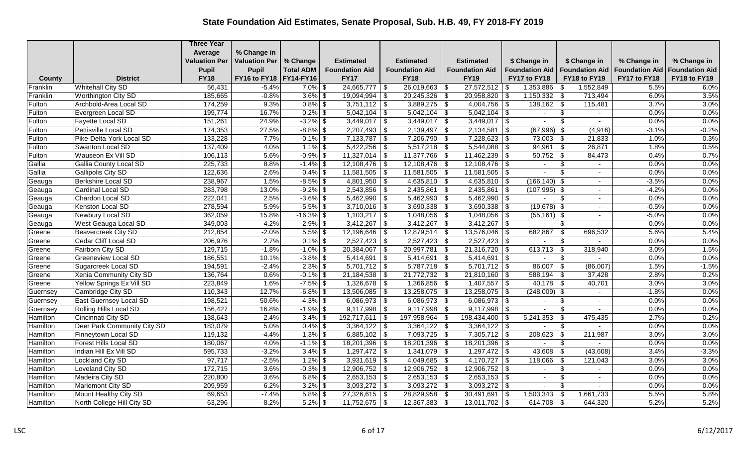# State Foundation Aid Estimates, Senate Proposal, Sub. H.B. 49, FY 2018-FY 2019

| County | District | Three Year Average Valuation Per Pupil FY18 | % Change in Valuation Per Pupil FY16 to FY18 | % Change Total ADM FY14-FY16 | Estimated Foundation Aid FY17 | Estimated Foundation Aid FY18 | Estimated Foundation Aid FY19 | $ Change in Foundation Aid FY17 to FY18 | $ Change in Foundation Aid FY18 to FY19 | % Change in Foundation Aid FY17 to FY18 | % Change in Foundation Aid FY18 to FY19 |
|---|---|---|---|---|---|---|---|---|---|---|---|
| Franklin | Whitehall City SD | 56,431 | -5.4% | 7.0% | $ 24,665,777 | $ 26,019,663 | $ 27,572,512 | $ 1,353,886 | $ 1,552,849 | 5.5% | 6.0% |
| Franklin | Worthington City SD | 185,665 | -0.8% | 3.6% | $ 19,094,994 | $ 20,245,326 | $ 20,958,820 | $ 1,150,332 | $ 713,494 | 6.0% | 3.5% |
| Fulton | Archbold-Area Local SD | 174,259 | 9.3% | 0.8% | $ 3,751,112 | $ 3,889,275 | $ 4,004,756 | $ 138,162 | $ 115,481 | 3.7% | 3.0% |
| Fulton | Evergreen Local SD | 199,774 | 16.7% | 0.2% | $ 5,042,104 | $ 5,042,104 | $ 5,042,104 | $ - | $ - | 0.0% | 0.0% |
| Fulton | Fayette Local SD | 151,261 | 24.9% | -3.2% | $ 3,449,017 | $ 3,449,017 | $ 3,449,017 | $ - | $ - | 0.0% | 0.0% |
| Fulton | Pettisville Local SD | 174,353 | 27.5% | -8.8% | $ 2,207,493 | $ 2,139,497 | $ 2,134,581 | $ (67,996) | $ (4,916) | -3.1% | -0.2% |
| Fulton | Pike-Delta-York Local SD | 133,228 | 7.7% | -0.1% | $ 7,133,787 | $ 7,206,790 | $ 7,228,623 | $ 73,003 | $ 21,833 | 1.0% | 0.3% |
| Fulton | Swanton Local SD | 137,409 | 4.0% | 1.1% | $ 5,422,256 | $ 5,517,218 | $ 5,544,088 | $ 94,961 | $ 26,871 | 1.8% | 0.5% |
| Fulton | Wauseon Ex Vill SD | 106,113 | 5.6% | -0.9% | $ 11,327,014 | $ 11,377,766 | $ 11,462,239 | $ 50,752 | $ 84,473 | 0.4% | 0.7% |
| Gallia | Gallia County Local SD | 225,733 | 8.8% | -1.4% | $ 12,108,476 | $ 12,108,476 | $ 12,108,476 | $ - | $ - | 0.0% | 0.0% |
| Gallia | Gallipolis City SD | 122,636 | 2.6% | 0.4% | $ 11,581,505 | $ 11,581,505 | $ 11,581,505 | $ - | $ - | 0.0% | 0.0% |
| Geauga | Berkshire Local SD | 238,967 | 1.5% | -8.5% | $ 4,801,950 | $ 4,635,810 | $ 4,635,810 | $ (166,140) | $ - | -3.5% | 0.0% |
| Geauga | Cardinal Local SD | 283,798 | 13.0% | -9.2% | $ 2,543,856 | $ 2,435,861 | $ 2,435,861 | $ (107,995) | $ - | -4.2% | 0.0% |
| Geauga | Chardon Local SD | 222,041 | 2.5% | -3.6% | $ 5,462,990 | $ 5,462,990 | $ 5,462,990 | $ - | $ - | 0.0% | 0.0% |
| Geauga | Kenston Local SD | 278,594 | 5.9% | -5.5% | $ 3,710,016 | $ 3,690,338 | $ 3,690,338 | $ (19,678) | $ - | -0.5% | 0.0% |
| Geauga | Newbury Local SD | 362,059 | 15.8% | -16.3% | $ 1,103,217 | $ 1,048,056 | $ 1,048,056 | $ (55,161) | $ - | -5.0% | 0.0% |
| Geauga | West Geauga Local SD | 349,003 | 4.2% | -2.9% | $ 3,412,267 | $ 3,412,267 | $ 3,412,267 | $ - | $ - | 0.0% | 0.0% |
| Greene | Beavercreek City SD | 212,854 | -2.0% | 5.5% | $ 12,196,646 | $ 12,879,514 | $ 13,576,046 | $ 682,867 | $ 696,532 | 5.6% | 5.4% |
| Greene | Cedar Cliff Local SD | 206,976 | 2.7% | 0.1% | $ 2,527,423 | $ 2,527,423 | $ 2,527,423 | $ - | $ - | 0.0% | 0.0% |
| Greene | Fairborn City SD | 129,715 | -1.8% | -1.0% | $ 20,384,067 | $ 20,997,781 | $ 21,316,720 | $ 613,713 | $ 318,940 | 3.0% | 1.5% |
| Greene | Greeneview Local SD | 186,551 | 10.1% | -3.8% | $ 5,414,691 | $ 5,414,691 | $ 5,414,691 | $ - | $ - | 0.0% | 0.0% |
| Greene | Sugarcreek Local SD | 194,591 | -2.4% | 2.3% | $ 5,701,712 | $ 5,787,718 | $ 5,701,712 | $ 86,007 | $ (86,007) | 1.5% | -1.5% |
| Greene | Xenia Community City SD | 136,764 | 0.6% | -0.1% | $ 21,184,538 | $ 21,772,732 | $ 21,810,160 | $ 588,194 | $ 37,428 | 2.8% | 0.2% |
| Greene | Yellow Springs Ex Vill SD | 223,849 | 1.6% | -7.5% | $ 1,326,678 | $ 1,366,856 | $ 1,407,557 | $ 40,178 | $ 40,701 | 3.0% | 3.0% |
| Guernsey | Cambridge City SD | 110,343 | 12.7% | -6.8% | $ 13,506,085 | $ 13,258,075 | $ 13,258,075 | $ (248,009) | $ - | -1.8% | 0.0% |
| Guernsey | East Guernsey Local SD | 198,521 | 50.6% | -4.3% | $ 6,086,973 | $ 6,086,973 | $ 6,086,973 | $ - | $ - | 0.0% | 0.0% |
| Guernsey | Rolling Hills Local SD | 156,427 | 16.8% | -1.9% | $ 9,117,998 | $ 9,117,998 | $ 9,117,998 | $ - | $ - | 0.0% | 0.0% |
| Hamilton | Cincinnati City SD | 138,643 | 2.4% | 3.4% | $ 192,717,611 | $ 197,958,964 | $ 198,434,400 | $ 5,241,353 | $ 475,435 | 2.7% | 0.2% |
| Hamilton | Deer Park Community City SD | 183,079 | 5.0% | 0.4% | $ 3,364,122 | $ 3,364,122 | $ 3,364,122 | $ - | $ - | 0.0% | 0.0% |
| Hamilton | Finneytown Local SD | 119,132 | -4.4% | 1.3% | $ 6,885,102 | $ 7,093,725 | $ 7,305,712 | $ 208,623 | $ 211,987 | 3.0% | 3.0% |
| Hamilton | Forest Hills Local SD | 180,067 | 4.0% | -1.1% | $ 18,201,396 | $ 18,201,396 | $ 18,201,396 | $ - | $ - | 0.0% | 0.0% |
| Hamilton | Indian Hill Ex Vill SD | 595,733 | -3.2% | 3.4% | $ 1,297,472 | $ 1,341,079 | $ 1,297,472 | $ 43,608 | $ (43,608) | 3.4% | -3.3% |
| Hamilton | Lockland City SD | 97,717 | -2.5% | 1.2% | $ 3,931,619 | $ 4,049,685 | $ 4,170,727 | $ 118,066 | $ 121,043 | 3.0% | 3.0% |
| Hamilton | Loveland City SD | 172,715 | 3.6% | -0.3% | $ 12,906,752 | $ 12,906,752 | $ 12,906,752 | $ - | $ - | 0.0% | 0.0% |
| Hamilton | Madeira City SD | 220,800 | 3.6% | 6.8% | $ 2,653,153 | $ 2,653,153 | $ 2,653,153 | $ - | $ - | 0.0% | 0.0% |
| Hamilton | Mariemont City SD | 209,959 | 6.2% | 3.2% | $ 3,093,272 | $ 3,093,272 | $ 3,093,272 | $ - | $ - | 0.0% | 0.0% |
| Hamilton | Mount Healthy City SD | 69,653 | -7.4% | 5.8% | $ 27,326,615 | $ 28,829,958 | $ 30,491,691 | $ 1,503,343 | $ 1,661,733 | 5.5% | 5.8% |
| Hamilton | North College Hill City SD | 63,296 | -8.2% | 5.2% | $ 11,752,675 | $ 12,367,383 | $ 13,011,702 | $ 614,708 | $ 644,320 | 5.2% | 5.2% |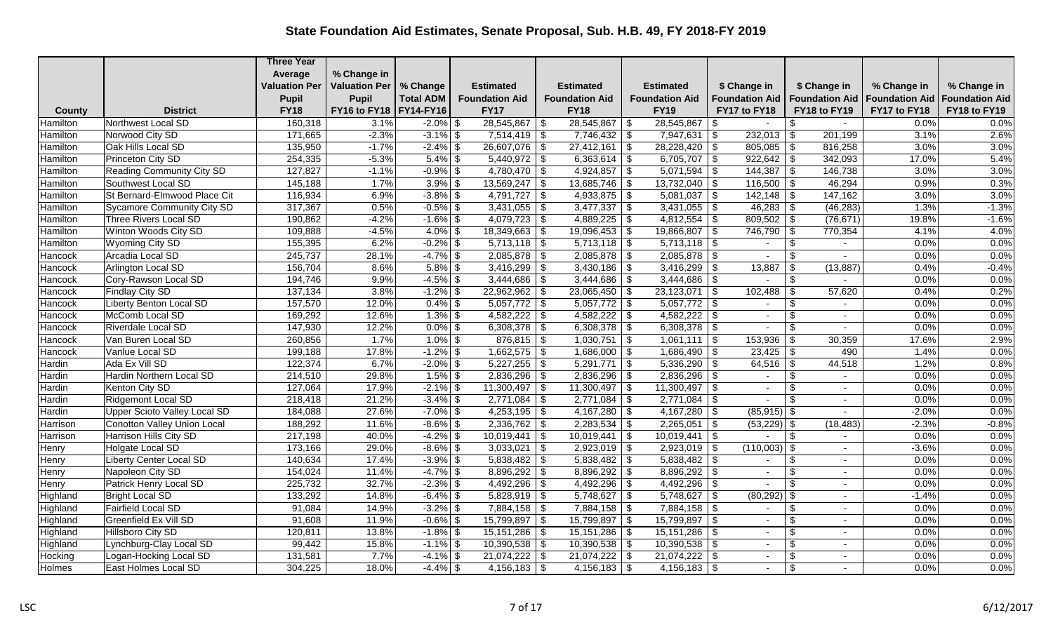# State Foundation Aid Estimates, Senate Proposal, Sub. H.B. 49, FY 2018-FY 2019

| County | District | Three Year Average Valuation Per Pupil FY18 | % Change in Valuation Per Pupil FY16 to FY18 | % Change Total ADM FY14-FY16 | Estimated Foundation Aid FY17 | Estimated Foundation Aid FY18 | Estimated Foundation Aid FY19 | $ Change in Foundation Aid FY17 to FY18 | $ Change in Foundation Aid FY18 to FY19 | % Change in Foundation Aid FY17 to FY18 | % Change in Foundation Aid FY18 to FY19 |
|---|---|---|---|---|---|---|---|---|---|---|---|
| Hamilton | Northwest Local SD | 160,318 | 3.1% | -2.0% | $ 28,545,867 | $ 28,545,867 | $ 28,545,867 | $ - | $ - | 0.0% | 0.0% |
| Hamilton | Norwood City SD | 171,665 | -2.3% | -3.1% | $ 7,514,419 | $ 7,746,432 | $ 7,947,631 | $ 232,013 | $ 201,199 | 3.1% | 2.6% |
| Hamilton | Oak Hills Local SD | 135,950 | -1.7% | -2.4% | $ 26,607,076 | $ 27,412,161 | $ 28,228,420 | $ 805,085 | $ 816,258 | 3.0% | 3.0% |
| Hamilton | Princeton City SD | 254,335 | -5.3% | 5.4% | $ 5,440,972 | $ 6,363,614 | $ 6,705,707 | $ 922,642 | $ 342,093 | 17.0% | 5.4% |
| Hamilton | Reading Community City SD | 127,827 | -1.1% | -0.9% | $ 4,780,470 | $ 4,924,857 | $ 5,071,594 | $ 144,387 | $ 146,738 | 3.0% | 3.0% |
| Hamilton | Southwest Local SD | 145,188 | 1.7% | 3.9% | $ 13,569,247 | $ 13,685,746 | $ 13,732,040 | $ 116,500 | $ 46,294 | 0.9% | 0.3% |
| Hamilton | St Bernard-Elmwood Place Cit | 116,934 | 6.9% | -3.8% | $ 4,791,727 | $ 4,933,875 | $ 5,081,037 | $ 142,148 | $ 147,162 | 3.0% | 3.0% |
| Hamilton | Sycamore Community City SD | 317,367 | 0.5% | -0.5% | $ 3,431,055 | $ 3,477,337 | $ 3,431,055 | $ 46,283 | $ (46,283) | 1.3% | -1.3% |
| Hamilton | Three Rivers Local SD | 190,862 | -4.2% | -1.6% | $ 4,079,723 | $ 4,889,225 | $ 4,812,554 | $ 809,502 | $ (76,671) | 19.8% | -1.6% |
| Hamilton | Winton Woods City SD | 109,888 | -4.5% | 4.0% | $ 18,349,663 | $ 19,096,453 | $ 19,866,807 | $ 746,790 | $ 770,354 | 4.1% | 4.0% |
| Hamilton | Wyoming City SD | 155,395 | 6.2% | -0.2% | $ 5,713,118 | $ 5,713,118 | $ 5,713,118 | $ - | $ - | 0.0% | 0.0% |
| Hancock | Arcadia Local SD | 245,737 | 28.1% | -4.7% | $ 2,085,878 | $ 2,085,878 | $ 2,085,878 | $ - | $ - | 0.0% | 0.0% |
| Hancock | Arlington Local SD | 156,704 | 8.6% | 5.8% | $ 3,416,299 | $ 3,430,186 | $ 3,416,299 | $ 13,887 | $ (13,887) | 0.4% | -0.4% |
| Hancock | Cory-Rawson Local SD | 194,746 | 9.9% | -4.5% | $ 3,444,686 | $ 3,444,686 | $ 3,444,686 | $ - | $ - | 0.0% | 0.0% |
| Hancock | Findlay City SD | 137,134 | 3.8% | -1.2% | $ 22,962,962 | $ 23,065,450 | $ 23,123,071 | $ 102,488 | $ 57,620 | 0.4% | 0.2% |
| Hancock | Liberty Benton Local SD | 157,570 | 12.0% | 0.4% | $ 5,057,772 | $ 5,057,772 | $ 5,057,772 | $ - | $ - | 0.0% | 0.0% |
| Hancock | McComb Local SD | 169,292 | 12.6% | 1.3% | $ 4,582,222 | $ 4,582,222 | $ 4,582,222 | $ - | $ - | 0.0% | 0.0% |
| Hancock | Riverdale Local SD | 147,930 | 12.2% | 0.0% | $ 6,308,378 | $ 6,308,378 | $ 6,308,378 | $ - | $ - | 0.0% | 0.0% |
| Hancock | Van Buren Local SD | 260,856 | 1.7% | 1.0% | $ 876,815 | $ 1,030,751 | $ 1,061,111 | $ 153,936 | $ 30,359 | 17.6% | 2.9% |
| Hancock | Vanlue Local SD | 199,188 | 17.8% | -1.2% | $ 1,662,575 | $ 1,686,000 | $ 1,686,490 | $ 23,425 | $ 490 | 1.4% | 0.0% |
| Hardin | Ada Ex Vill SD | 122,374 | 6.7% | -2.0% | $ 5,227,255 | $ 5,291,771 | $ 5,336,290 | $ 64,516 | $ 44,518 | 1.2% | 0.8% |
| Hardin | Hardin Northern Local SD | 214,510 | 29.8% | 1.5% | $ 2,836,296 | $ 2,836,296 | $ 2,836,296 | $ - | $ - | 0.0% | 0.0% |
| Hardin | Kenton City SD | 127,064 | 17.9% | -2.1% | $ 11,300,497 | $ 11,300,497 | $ 11,300,497 | $ - | $ - | 0.0% | 0.0% |
| Hardin | Ridgemont Local SD | 218,418 | 21.2% | -3.4% | $ 2,771,084 | $ 2,771,084 | $ 2,771,084 | $ - | $ - | 0.0% | 0.0% |
| Hardin | Upper Scioto Valley Local SD | 184,088 | 27.6% | -7.0% | $ 4,253,195 | $ 4,167,280 | $ 4,167,280 | $ (85,915) | $ - | -2.0% | 0.0% |
| Harrison | Conotton Valley Union Local | 188,292 | 11.6% | -8.6% | $ 2,336,762 | $ 2,283,534 | $ 2,265,051 | $ (53,229) | $ (18,483) | -2.3% | -0.8% |
| Harrison | Harrison Hills City SD | 217,198 | 40.0% | -4.2% | $ 10,019,441 | $ 10,019,441 | $ 10,019,441 | $ - | $ - | 0.0% | 0.0% |
| Henry | Holgate Local SD | 173,166 | 29.0% | -8.6% | $ 3,033,021 | $ 2,923,019 | $ 2,923,019 | $ (110,003) | $ - | -3.6% | 0.0% |
| Henry | Liberty Center Local SD | 140,634 | 17.4% | -3.9% | $ 5,838,482 | $ 5,838,482 | $ 5,838,482 | $ - | $ - | 0.0% | 0.0% |
| Henry | Napoleon City SD | 154,024 | 11.4% | -4.7% | $ 8,896,292 | $ 8,896,292 | $ 8,896,292 | $ - | $ - | 0.0% | 0.0% |
| Henry | Patrick Henry Local SD | 225,732 | 32.7% | -2.3% | $ 4,492,296 | $ 4,492,296 | $ 4,492,296 | $ - | $ - | 0.0% | 0.0% |
| Highland | Bright Local SD | 133,292 | 14.8% | -6.4% | $ 5,828,919 | $ 5,748,627 | $ 5,748,627 | $ (80,292) | $ - | -1.4% | 0.0% |
| Highland | Fairfield Local SD | 91,084 | 14.9% | -3.2% | $ 7,884,158 | $ 7,884,158 | $ 7,884,158 | $ - | $ - | 0.0% | 0.0% |
| Highland | Greenfield Ex Vill SD | 91,608 | 11.9% | -0.6% | $ 15,799,897 | $ 15,799,897 | $ 15,799,897 | $ - | $ - | 0.0% | 0.0% |
| Highland | Hillsboro City SD | 120,811 | 13.8% | -1.8% | $ 15,151,286 | $ 15,151,286 | $ 15,151,286 | $ - | $ - | 0.0% | 0.0% |
| Highland | Lynchburg-Clay Local SD | 99,442 | 15.8% | -1.1% | $ 10,390,538 | $ 10,390,538 | $ 10,390,538 | $ - | $ - | 0.0% | 0.0% |
| Hocking | Logan-Hocking Local SD | 131,581 | 7.7% | -4.1% | $ 21,074,222 | $ 21,074,222 | $ 21,074,222 | $ - | $ - | 0.0% | 0.0% |
| Holmes | East Holmes Local SD | 304,225 | 18.0% | -4.4% | $ 4,156,183 | $ 4,156,183 | $ 4,156,183 | $ - | $ - | 0.0% | 0.0% |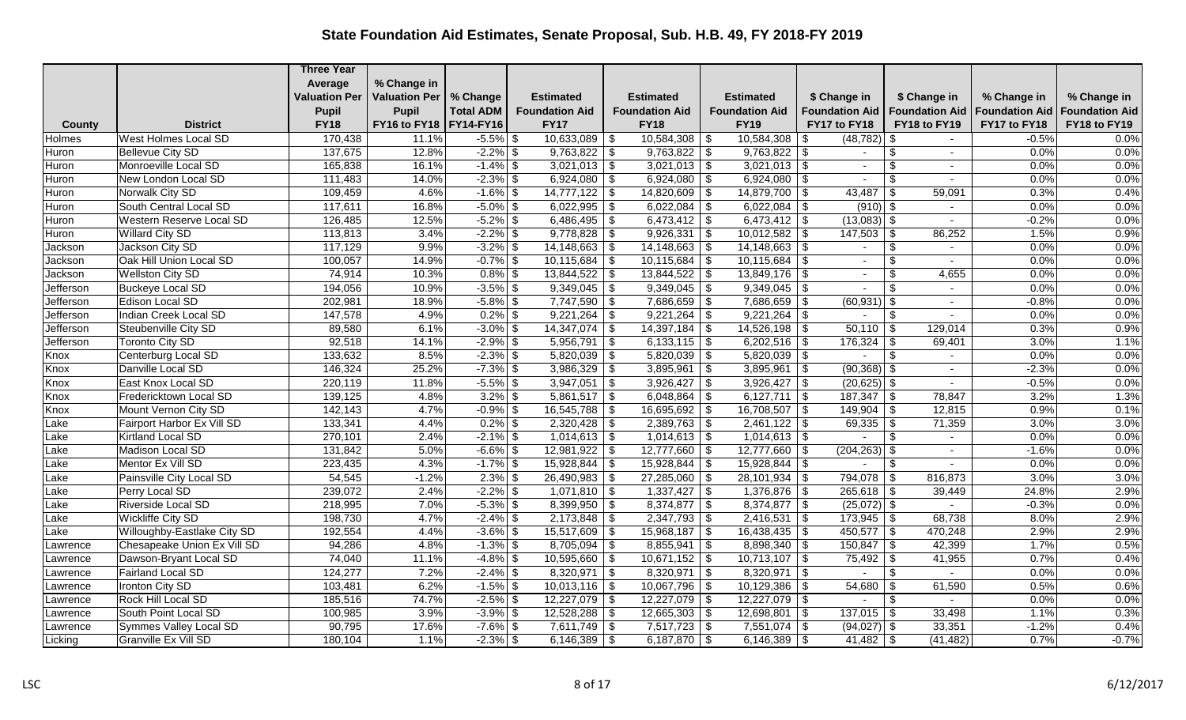# State Foundation Aid Estimates, Senate Proposal, Sub. H.B. 49, FY 2018-FY 2019

| County | District | Three Year Average Valuation Per Pupil FY18 | % Change in Valuation Per Pupil FY16 to FY18 | % Change Total ADM FY14-FY16 | Estimated Foundation Aid FY17 | Estimated Foundation Aid FY18 | Estimated Foundation Aid FY19 | $ Change in Foundation Aid FY17 to FY18 | $ Change in Foundation Aid FY18 to FY19 | % Change in Foundation Aid FY17 to FY18 | % Change in Foundation Aid FY18 to FY19 |
|---|---|---|---|---|---|---|---|---|---|---|---|
| Holmes | West Holmes Local SD | 170,438 | 11.1% | -5.5% | $ 10,633,089 | $ 10,584,308 | $ 10,584,308 | $ (48,782) | $ - | -0.5% | 0.0% |
| Huron | Bellevue City SD | 137,675 | 12.8% | -2.2% | $ 9,763,822 | $ 9,763,822 | $ 9,763,822 | $ - | $ - | 0.0% | 0.0% |
| Huron | Monroeville Local SD | 165,838 | 16.1% | -1.4% | $ 3,021,013 | $ 3,021,013 | $ 3,021,013 | $ - | $ - | 0.0% | 0.0% |
| Huron | New London Local SD | 111,483 | 14.0% | -2.3% | $ 6,924,080 | $ 6,924,080 | $ 6,924,080 | $ - | $ - | 0.0% | 0.0% |
| Huron | Norwalk City SD | 109,459 | 4.6% | -1.6% | $ 14,777,122 | $ 14,820,609 | $ 14,879,700 | $ 43,487 | $ 59,091 | 0.3% | 0.4% |
| Huron | South Central Local SD | 117,611 | 16.8% | -5.0% | $ 6,022,995 | $ 6,022,084 | $ 6,022,084 | $ (910) | $ - | 0.0% | 0.0% |
| Huron | Western Reserve Local SD | 126,485 | 12.5% | -5.2% | $ 6,486,495 | $ 6,473,412 | $ 6,473,412 | $ (13,083) | $ - | -0.2% | 0.0% |
| Huron | Willard City SD | 113,813 | 3.4% | -2.2% | $ 9,778,828 | $ 9,926,331 | $ 10,012,582 | $ 147,503 | $ 86,252 | 1.5% | 0.9% |
| Jackson | Jackson City SD | 117,129 | 9.9% | -3.2% | $ 14,148,663 | $ 14,148,663 | $ 14,148,663 | $ - | $ - | 0.0% | 0.0% |
| Jackson | Oak Hill Union Local SD | 100,057 | 14.9% | -0.7% | $ 10,115,684 | $ 10,115,684 | $ 10,115,684 | $ - | $ - | 0.0% | 0.0% |
| Jackson | Wellston City SD | 74,914 | 10.3% | 0.8% | $ 13,844,522 | $ 13,844,522 | $ 13,849,176 | $ - | $ 4,655 | 0.0% | 0.0% |
| Jefferson | Buckeye Local SD | 194,056 | 10.9% | -3.5% | $ 9,349,045 | $ 9,349,045 | $ 9,349,045 | $ - | $ - | 0.0% | 0.0% |
| Jefferson | Edison Local SD | 202,981 | 18.9% | -5.8% | $ 7,747,590 | $ 7,686,659 | $ 7,686,659 | $ (60,931) | $ - | -0.8% | 0.0% |
| Jefferson | Indian Creek Local SD | 147,578 | 4.9% | 0.2% | $ 9,221,264 | $ 9,221,264 | $ 9,221,264 | $ - | $ - | 0.0% | 0.0% |
| Jefferson | Steubenville City SD | 89,580 | 6.1% | -3.0% | $ 14,347,074 | $ 14,397,184 | $ 14,526,198 | $ 50,110 | $ 129,014 | 0.3% | 0.9% |
| Jefferson | Toronto City SD | 92,518 | 14.1% | -2.9% | $ 5,956,791 | $ 6,133,115 | $ 6,202,516 | $ 176,324 | $ 69,401 | 3.0% | 1.1% |
| Knox | Centerburg Local SD | 133,632 | 8.5% | -2.3% | $ 5,820,039 | $ 5,820,039 | $ 5,820,039 | $ - | $ - | 0.0% | 0.0% |
| Knox | Danville Local SD | 146,324 | 25.2% | -7.3% | $ 3,986,329 | $ 3,895,961 | $ 3,895,961 | $ (90,368) | $ - | -2.3% | 0.0% |
| Knox | East Knox Local SD | 220,119 | 11.8% | -5.5% | $ 3,947,051 | $ 3,926,427 | $ 3,926,427 | $ (20,625) | $ - | -0.5% | 0.0% |
| Knox | Fredericktown Local SD | 139,125 | 4.8% | 3.2% | $ 5,861,517 | $ 6,048,864 | $ 6,127,711 | $ 187,347 | $ 78,847 | 3.2% | 1.3% |
| Knox | Mount Vernon City SD | 142,143 | 4.7% | -0.9% | $ 16,545,788 | $ 16,695,692 | $ 16,708,507 | $ 149,904 | $ 12,815 | 0.9% | 0.1% |
| Lake | Fairport Harbor Ex Vill SD | 133,341 | 4.4% | 0.2% | $ 2,320,428 | $ 2,389,763 | $ 2,461,122 | $ 69,335 | $ 71,359 | 3.0% | 3.0% |
| Lake | Kirtland Local SD | 270,101 | 2.4% | -2.1% | $ 1,014,613 | $ 1,014,613 | $ 1,014,613 | $ - | $ - | 0.0% | 0.0% |
| Lake | Madison Local SD | 131,842 | 5.0% | -6.6% | $ 12,981,922 | $ 12,777,660 | $ 12,777,660 | $ (204,263) | $ - | -1.6% | 0.0% |
| Lake | Mentor Ex Vill SD | 223,435 | 4.3% | -1.7% | $ 15,928,844 | $ 15,928,844 | $ 15,928,844 | $ - | $ - | 0.0% | 0.0% |
| Lake | Painsville City Local SD | 54,545 | -1.2% | 2.3% | $ 26,490,983 | $ 27,285,060 | $ 28,101,934 | $ 794,078 | $ 816,873 | 3.0% | 3.0% |
| Lake | Perry Local SD | 239,072 | 2.4% | -2.2% | $ 1,071,810 | $ 1,337,427 | $ 1,376,876 | $ 265,618 | $ 39,449 | 24.8% | 2.9% |
| Lake | Riverside Local SD | 218,995 | 7.0% | -5.3% | $ 8,399,950 | $ 8,374,877 | $ 8,374,877 | $ (25,072) | $ - | -0.3% | 0.0% |
| Lake | Wickliffe City SD | 198,730 | 4.7% | -2.4% | $ 2,173,848 | $ 2,347,793 | $ 2,416,531 | $ 173,945 | $ 68,738 | 8.0% | 2.9% |
| Lake | Willoughby-Eastlake City SD | 192,554 | 4.4% | -3.6% | $ 15,517,609 | $ 15,968,187 | $ 16,438,435 | $ 450,577 | $ 470,248 | 2.9% | 2.9% |
| Lawrence | Chesapeake Union Ex Vill SD | 94,286 | 4.8% | -1.3% | $ 8,705,094 | $ 8,855,941 | $ 8,898,340 | $ 150,847 | $ 42,399 | 1.7% | 0.5% |
| Lawrence | Dawson-Bryant Local SD | 74,040 | 11.1% | -4.8% | $ 10,595,660 | $ 10,671,152 | $ 10,713,107 | $ 75,492 | $ 41,955 | 0.7% | 0.4% |
| Lawrence | Fairland Local SD | 124,277 | 7.2% | -2.4% | $ 8,320,971 | $ 8,320,971 | $ 8,320,971 | $ - | $ - | 0.0% | 0.0% |
| Lawrence | Ironton City SD | 103,481 | 6.2% | -1.5% | $ 10,013,116 | $ 10,067,796 | $ 10,129,386 | $ 54,680 | $ 61,590 | 0.5% | 0.6% |
| Lawrence | Rock Hill Local SD | 185,516 | 74.7% | -2.5% | $ 12,227,079 | $ 12,227,079 | $ 12,227,079 | $ - | $ - | 0.0% | 0.0% |
| Lawrence | South Point Local SD | 100,985 | 3.9% | -3.9% | $ 12,528,288 | $ 12,665,303 | $ 12,698,801 | $ 137,015 | $ 33,498 | 1.1% | 0.3% |
| Lawrence | Symmes Valley Local SD | 90,795 | 17.6% | -7.6% | $ 7,611,749 | $ 7,517,723 | $ 7,551,074 | $ (94,027) | $ 33,351 | -1.2% | 0.4% |
| Licking | Granville Ex Vill SD | 180,104 | 1.1% | -2.3% | $ 6,146,389 | $ 6,187,870 | $ 6,146,389 | $ 41,482 | $ (41,482) | 0.7% | -0.7% |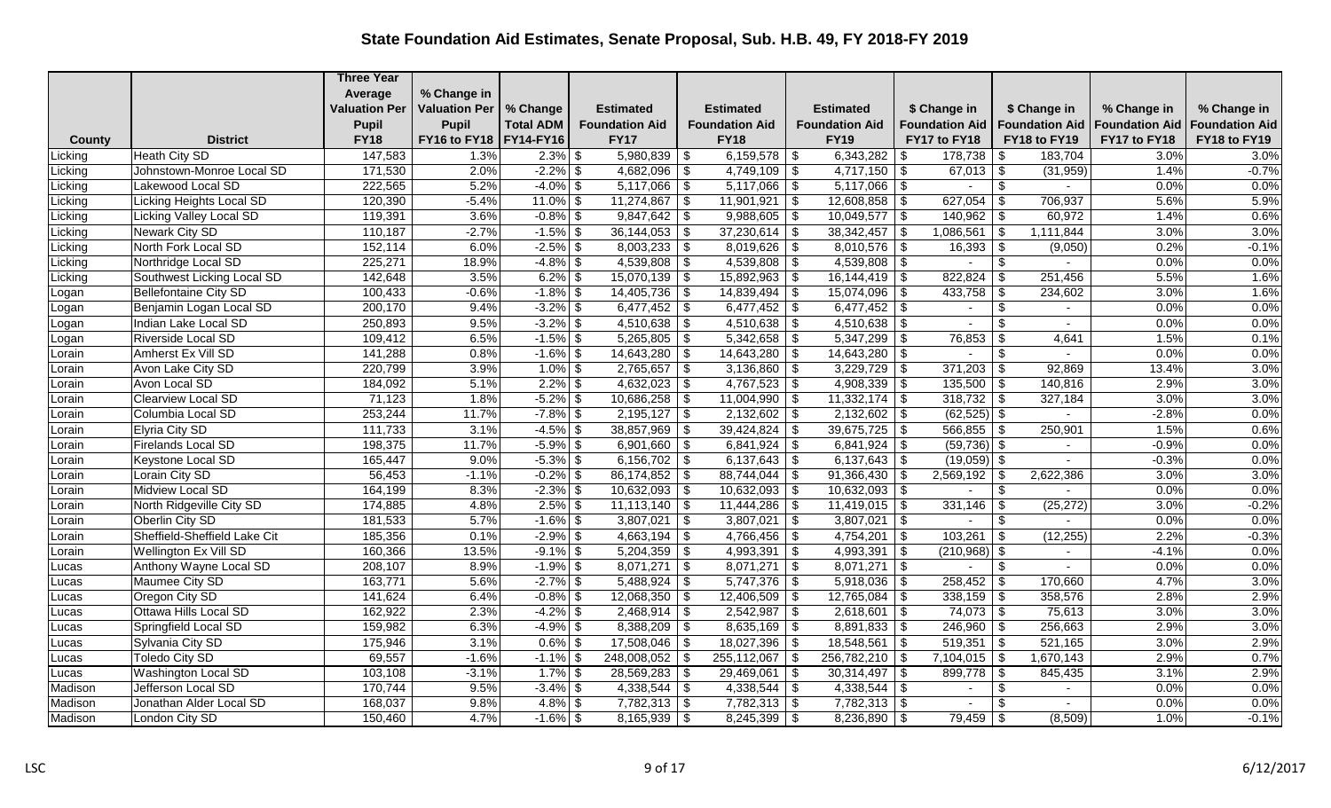# State Foundation Aid Estimates, Senate Proposal, Sub. H.B. 49, FY 2018-FY 2019

| County | District | Three Year Average Valuation Per Pupil FY18 | % Change in Valuation Per Pupil FY16 to FY18 | % Change Total ADM FY14-FY16 | Estimated Foundation Aid FY17 | Estimated Foundation Aid FY18 | Estimated Foundation Aid FY19 | $ Change in Foundation Aid FY17 to FY18 | $ Change in Foundation Aid FY18 to FY19 | % Change in Foundation Aid FY17 to FY18 | % Change in Foundation Aid FY18 to FY19 |
|---|---|---|---|---|---|---|---|---|---|---|---|
| Licking | Heath City SD | 147,583 | 1.3% | 2.3% | $ 5,980,839 | $ 6,159,578 | $ 6,343,282 | $ 178,738 | $ 183,704 | 3.0% | 3.0% |
| Licking | Johnstown-Monroe Local SD | 171,530 | 2.0% | -2.2% | $ 4,682,096 | $ 4,749,109 | $ 4,717,150 | $ 67,013 | $ (31,959) | 1.4% | -0.7% |
| Licking | Lakewood Local SD | 222,565 | 5.2% | -4.0% | $ 5,117,066 | $ 5,117,066 | $ 5,117,066 | $ - | $ - | 0.0% | 0.0% |
| Licking | Licking Heights Local SD | 120,390 | -5.4% | 11.0% | $ 11,274,867 | $ 11,901,921 | $ 12,608,858 | $ 627,054 | $ 706,937 | 5.6% | 5.9% |
| Licking | Licking Valley Local SD | 119,391 | 3.6% | -0.8% | $ 9,847,642 | $ 9,988,605 | $ 10,049,577 | $ 140,962 | $ 60,972 | 1.4% | 0.6% |
| Licking | Newark City SD | 110,187 | -2.7% | -1.5% | $ 36,144,053 | $ 37,230,614 | $ 38,342,457 | $ 1,086,561 | $ 1,111,844 | 3.0% | 3.0% |
| Licking | North Fork Local SD | 152,114 | 6.0% | -2.5% | $ 8,003,233 | $ 8,019,626 | $ 8,010,576 | $ 16,393 | $ (9,050) | 0.2% | -0.1% |
| Licking | Northridge Local SD | 225,271 | 18.9% | -4.8% | $ 4,539,808 | $ 4,539,808 | $ 4,539,808 | $ - | $ - | 0.0% | 0.0% |
| Licking | Southwest Licking Local SD | 142,648 | 3.5% | 6.2% | $ 15,070,139 | $ 15,892,963 | $ 16,144,419 | $ 822,824 | $ 251,456 | 5.5% | 1.6% |
| Logan | Bellefontaine City SD | 100,433 | -0.6% | -1.8% | $ 14,405,736 | $ 14,839,494 | $ 15,074,096 | $ 433,758 | $ 234,602 | 3.0% | 1.6% |
| Logan | Benjamin Logan Local SD | 200,170 | 9.4% | -3.2% | $ 6,477,452 | $ 6,477,452 | $ 6,477,452 | $ - | $ - | 0.0% | 0.0% |
| Logan | Indian Lake Local SD | 250,893 | 9.5% | -3.2% | $ 4,510,638 | $ 4,510,638 | $ 4,510,638 | $ - | $ - | 0.0% | 0.0% |
| Logan | Riverside Local SD | 109,412 | 6.5% | -1.5% | $ 5,265,805 | $ 5,342,658 | $ 5,347,299 | $ 76,853 | $ 4,641 | 1.5% | 0.1% |
| Lorain | Amherst Ex Vill SD | 141,288 | 0.8% | -1.6% | $ 14,643,280 | $ 14,643,280 | $ 14,643,280 | $ - | $ - | 0.0% | 0.0% |
| Lorain | Avon Lake City SD | 220,799 | 3.9% | 1.0% | $ 2,765,657 | $ 3,136,860 | $ 3,229,729 | $ 371,203 | $ 92,869 | 13.4% | 3.0% |
| Lorain | Avon Local SD | 184,092 | 5.1% | 2.2% | $ 4,632,023 | $ 4,767,523 | $ 4,908,339 | $ 135,500 | $ 140,816 | 2.9% | 3.0% |
| Lorain | Clearview Local SD | 71,123 | 1.8% | -5.2% | $ 10,686,258 | $ 11,004,990 | $ 11,332,174 | $ 318,732 | $ 327,184 | 3.0% | 3.0% |
| Lorain | Columbia Local SD | 253,244 | 11.7% | -7.8% | $ 2,195,127 | $ 2,132,602 | $ 2,132,602 | $ (62,525) | $ - | -2.8% | 0.0% |
| Lorain | Elyria City SD | 111,733 | 3.1% | -4.5% | $ 38,857,969 | $ 39,424,824 | $ 39,675,725 | $ 566,855 | $ 250,901 | 1.5% | 0.6% |
| Lorain | Firelands Local SD | 198,375 | 11.7% | -5.9% | $ 6,901,660 | $ 6,841,924 | $ 6,841,924 | $ (59,736) | $ - | -0.9% | 0.0% |
| Lorain | Keystone Local SD | 165,447 | 9.0% | -5.3% | $ 6,156,702 | $ 6,137,643 | $ 6,137,643 | $ (19,059) | $ - | -0.3% | 0.0% |
| Lorain | Lorain City SD | 56,453 | -1.1% | -0.2% | $ 86,174,852 | $ 88,744,044 | $ 91,366,430 | $ 2,569,192 | $ 2,622,386 | 3.0% | 3.0% |
| Lorain | Midview Local SD | 164,199 | 8.3% | -2.3% | $ 10,632,093 | $ 10,632,093 | $ 10,632,093 | $ - | $ - | 0.0% | 0.0% |
| Lorain | North Ridgeville City SD | 174,885 | 4.8% | 2.5% | $ 11,113,140 | $ 11,444,286 | $ 11,419,015 | $ 331,146 | $ (25,272) | 3.0% | -0.2% |
| Lorain | Oberlin City SD | 181,533 | 5.7% | -1.6% | $ 3,807,021 | $ 3,807,021 | $ 3,807,021 | $ - | $ - | 0.0% | 0.0% |
| Lorain | Sheffield-Sheffield Lake Cit | 185,356 | 0.1% | -2.9% | $ 4,663,194 | $ 4,766,456 | $ 4,754,201 | $ 103,261 | $ (12,255) | 2.2% | -0.3% |
| Lorain | Wellington Ex Vill SD | 160,366 | 13.5% | -9.1% | $ 5,204,359 | $ 4,993,391 | $ 4,993,391 | $ (210,968) | $ - | -4.1% | 0.0% |
| Lucas | Anthony Wayne Local SD | 208,107 | 8.9% | -1.9% | $ 8,071,271 | $ 8,071,271 | $ 8,071,271 | $ - | $ - | 0.0% | 0.0% |
| Lucas | Maumee City SD | 163,771 | 5.6% | -2.7% | $ 5,488,924 | $ 5,747,376 | $ 5,918,036 | $ 258,452 | $ 170,660 | 4.7% | 3.0% |
| Lucas | Oregon City SD | 141,624 | 6.4% | -0.8% | $ 12,068,350 | $ 12,406,509 | $ 12,765,084 | $ 338,159 | $ 358,576 | 2.8% | 2.9% |
| Lucas | Ottawa Hills Local SD | 162,922 | 2.3% | -4.2% | $ 2,468,914 | $ 2,542,987 | $ 2,618,601 | $ 74,073 | $ 75,613 | 3.0% | 3.0% |
| Lucas | Springfield Local SD | 159,982 | 6.3% | -4.9% | $ 8,388,209 | $ 8,635,169 | $ 8,891,833 | $ 246,960 | $ 256,663 | 2.9% | 3.0% |
| Lucas | Sylvania City SD | 175,946 | 3.1% | 0.6% | $ 17,508,046 | $ 18,027,396 | $ 18,548,561 | $ 519,351 | $ 521,165 | 3.0% | 2.9% |
| Lucas | Toledo City SD | 69,557 | -1.6% | -1.1% | $ 248,008,052 | $ 255,112,067 | $ 256,782,210 | $ 7,104,015 | $ 1,670,143 | 2.9% | 0.7% |
| Lucas | Washington Local SD | 103,108 | -3.1% | 1.7% | $ 28,569,283 | $ 29,469,061 | $ 30,314,497 | $ 899,778 | $ 845,435 | 3.1% | 2.9% |
| Madison | Jefferson Local SD | 170,744 | 9.5% | -3.4% | $ 4,338,544 | $ 4,338,544 | $ 4,338,544 | $ - | $ - | 0.0% | 0.0% |
| Madison | Jonathan Alder Local SD | 168,037 | 9.8% | 4.8% | $ 7,782,313 | $ 7,782,313 | $ 7,782,313 | $ - | $ - | 0.0% | 0.0% |
| Madison | London City SD | 150,460 | 4.7% | -1.6% | $ 8,165,939 | $ 8,245,399 | $ 8,236,890 | $ 79,459 | $ (8,509) | 1.0% | -0.1% |

LSC 6/12/2017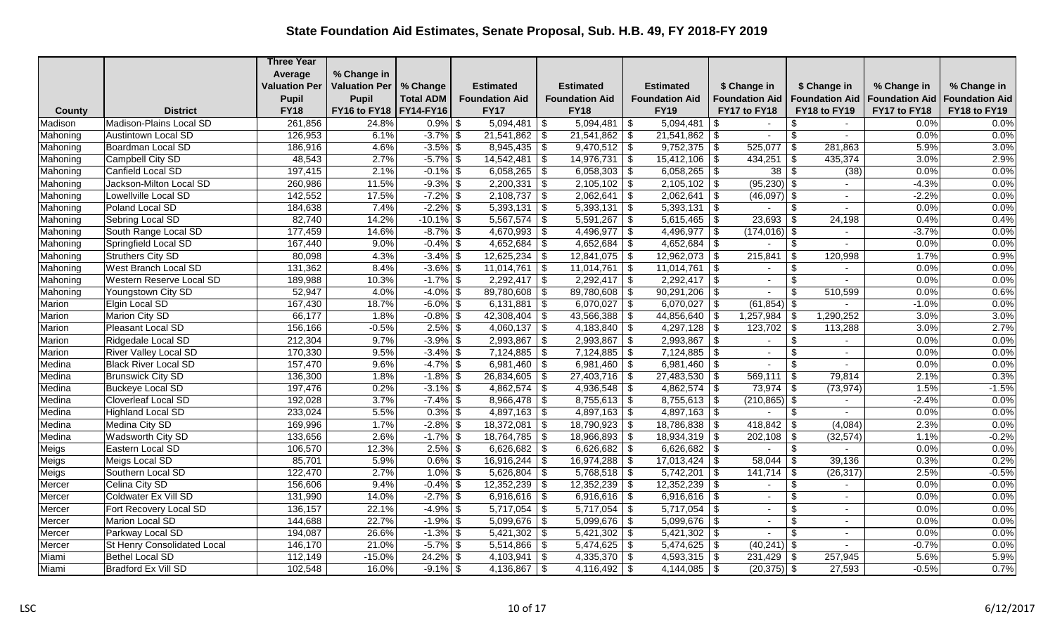# State Foundation Aid Estimates, Senate Proposal, Sub. H.B. 49, FY 2018-FY 2019

| County | District | Three Year Average Valuation Per Pupil FY18 | % Change in Valuation Per Pupil FY16 to FY18 | % Change Total ADM FY14-FY16 | Estimated Foundation Aid FY17 | Estimated Foundation Aid FY18 | Estimated Foundation Aid FY19 | $ Change in Foundation Aid FY17 to FY18 | $ Change in Foundation Aid FY18 to FY19 | % Change in Foundation Aid FY17 to FY18 | % Change in Foundation Aid FY18 to FY19 |
|---|---|---|---|---|---|---|---|---|---|---|---|
| Madison | Madison-Plains Local SD | 261,856 | 24.8% | 0.9% | $ 5,094,481 | $ 5,094,481 | $ 5,094,481 | $ - | $ - | 0.0% | 0.0% |
| Mahoning | Austintown Local SD | 126,953 | 6.1% | -3.7% | $ 21,541,862 | $ 21,541,862 | $ 21,541,862 | $ - | $ - | 0.0% | 0.0% |
| Mahoning | Boardman Local SD | 186,916 | 4.6% | -3.5% | $ 8,945,435 | $ 9,470,512 | $ 9,752,375 | $ 525,077 | $ 281,863 | 5.9% | 3.0% |
| Mahoning | Campbell City SD | 48,543 | 2.7% | -5.7% | $ 14,542,481 | $ 14,976,731 | $ 15,412,106 | $ 434,251 | $ 435,374 | 3.0% | 2.9% |
| Mahoning | Canfield Local SD | 197,415 | 2.1% | -0.1% | $ 6,058,265 | $ 6,058,303 | $ 6,058,265 | $ 38 | $ (38) | 0.0% | 0.0% |
| Mahoning | Jackson-Milton Local SD | 260,986 | 11.5% | -9.3% | $ 2,200,331 | $ 2,105,102 | $ 2,105,102 | $ (95,230) | $ - | -4.3% | 0.0% |
| Mahoning | Lowellville Local SD | 142,552 | 17.5% | -7.2% | $ 2,108,737 | $ 2,062,641 | $ 2,062,641 | $ (46,097) | $ - | -2.2% | 0.0% |
| Mahoning | Poland Local SD | 184,638 | 7.4% | -2.2% | $ 5,393,131 | $ 5,393,131 | $ 5,393,131 | $ - | $ - | 0.0% | 0.0% |
| Mahoning | Sebring Local SD | 82,740 | 14.2% | -10.1% | $ 5,567,574 | $ 5,591,267 | $ 5,615,465 | $ 23,693 | $ 24,198 | 0.4% | 0.4% |
| Mahoning | South Range Local SD | 177,459 | 14.6% | -8.7% | $ 4,670,993 | $ 4,496,977 | $ 4,496,977 | $ (174,016) | $ - | -3.7% | 0.0% |
| Mahoning | Springfield Local SD | 167,440 | 9.0% | -0.4% | $ 4,652,684 | $ 4,652,684 | $ 4,652,684 | $ - | $ - | 0.0% | 0.0% |
| Mahoning | Struthers City SD | 80,098 | 4.3% | -3.4% | $ 12,625,234 | $ 12,841,075 | $ 12,962,073 | $ 215,841 | $ 120,998 | 1.7% | 0.9% |
| Mahoning | West Branch Local SD | 131,362 | 8.4% | -3.6% | $ 11,014,761 | $ 11,014,761 | $ 11,014,761 | $ - | $ - | 0.0% | 0.0% |
| Mahoning | Western Reserve Local SD | 189,988 | 10.3% | -1.7% | $ 2,292,417 | $ 2,292,417 | $ 2,292,417 | $ - | $ - | 0.0% | 0.0% |
| Mahoning | Youngstown City SD | 52,947 | 4.0% | -4.0% | $ 89,780,608 | $ 89,780,608 | $ 90,291,206 | $ - | $ 510,599 | 0.0% | 0.6% |
| Marion | Elgin Local SD | 167,430 | 18.7% | -6.0% | $ 6,131,881 | $ 6,070,027 | $ 6,070,027 | $ (61,854) | $ - | -1.0% | 0.0% |
| Marion | Marion City SD | 66,177 | 1.8% | -0.8% | $ 42,308,404 | $ 43,566,388 | $ 44,856,640 | $ 1,257,984 | $ 1,290,252 | 3.0% | 3.0% |
| Marion | Pleasant Local SD | 156,166 | -0.5% | 2.5% | $ 4,060,137 | $ 4,183,840 | $ 4,297,128 | $ 123,702 | $ 113,288 | 3.0% | 2.7% |
| Marion | Ridgedale Local SD | 212,304 | 9.7% | -3.9% | $ 2,993,867 | $ 2,993,867 | $ 2,993,867 | $ - | $ - | 0.0% | 0.0% |
| Marion | River Valley Local SD | 170,330 | 9.5% | -3.4% | $ 7,124,885 | $ 7,124,885 | $ 7,124,885 | $ - | $ - | 0.0% | 0.0% |
| Medina | Black River Local SD | 157,470 | 9.6% | -4.7% | $ 6,981,460 | $ 6,981,460 | $ 6,981,460 | $ - | $ - | 0.0% | 0.0% |
| Medina | Brunswick City SD | 136,300 | 1.8% | -1.8% | $ 26,834,605 | $ 27,403,716 | $ 27,483,530 | $ 569,111 | $ 79,814 | 2.1% | 0.3% |
| Medina | Buckeye Local SD | 197,476 | 0.2% | -3.1% | $ 4,862,574 | $ 4,936,548 | $ 4,862,574 | $ 73,974 | $ (73,974) | 1.5% | -1.5% |
| Medina | Cloverleaf Local SD | 192,028 | 3.7% | -7.4% | $ 8,966,478 | $ 8,755,613 | $ 8,755,613 | $ (210,865) | $ - | -2.4% | 0.0% |
| Medina | Highland Local SD | 233,024 | 5.5% | 0.3% | $ 4,897,163 | $ 4,897,163 | $ 4,897,163 | $ - | $ - | 0.0% | 0.0% |
| Medina | Medina City SD | 169,996 | 1.7% | -2.8% | $ 18,372,081 | $ 18,790,923 | $ 18,786,838 | $ 418,842 | $ (4,084) | 2.3% | 0.0% |
| Medina | Wadsworth City SD | 133,656 | 2.6% | -1.7% | $ 18,764,785 | $ 18,966,893 | $ 18,934,319 | $ 202,108 | $ (32,574) | 1.1% | -0.2% |
| Meigs | Eastern Local SD | 106,570 | 12.3% | 2.5% | $ 6,626,682 | $ 6,626,682 | $ 6,626,682 | $ - | $ - | 0.0% | 0.0% |
| Meigs | Meigs Local SD | 85,701 | 5.9% | 0.6% | $ 16,916,244 | $ 16,974,288 | $ 17,013,424 | $ 58,044 | $ 39,136 | 0.3% | 0.2% |
| Meigs | Southern Local SD | 122,470 | 2.7% | 1.0% | $ 5,626,804 | $ 5,768,518 | $ 5,742,201 | $ 141,714 | $ (26,317) | 2.5% | -0.5% |
| Mercer | Celina City SD | 156,606 | 9.4% | -0.4% | $ 12,352,239 | $ 12,352,239 | $ 12,352,239 | $ - | $ - | 0.0% | 0.0% |
| Mercer | Coldwater Ex Vill SD | 131,990 | 14.0% | -2.7% | $ 6,916,616 | $ 6,916,616 | $ 6,916,616 | $ - | $ - | 0.0% | 0.0% |
| Mercer | Fort Recovery Local SD | 136,157 | 22.1% | -4.9% | $ 5,717,054 | $ 5,717,054 | $ 5,717,054 | $ - | $ - | 0.0% | 0.0% |
| Mercer | Marion Local SD | 144,688 | 22.7% | -1.9% | $ 5,099,676 | $ 5,099,676 | $ 5,099,676 | $ - | $ - | 0.0% | 0.0% |
| Mercer | Parkway Local SD | 194,087 | 26.6% | -1.3% | $ 5,421,302 | $ 5,421,302 | $ 5,421,302 | $ - | $ - | 0.0% | 0.0% |
| Mercer | St Henry Consolidated Local | 146,170 | 21.0% | -5.7% | $ 5,514,866 | $ 5,474,625 | $ 5,474,625 | $ (40,241) | $ - | -0.7% | 0.0% |
| Miami | Bethel Local SD | 112,149 | -15.0% | 24.2% | $ 4,103,941 | $ 4,335,370 | $ 4,593,315 | $ 231,429 | $ 257,945 | 5.6% | 5.9% |
| Miami | Bradford Ex Vill SD | 102,548 | 16.0% | -9.1% | $ 4,136,867 | $ 4,116,492 | $ 4,144,085 | $ (20,375) | $ 27,593 | -0.5% | 0.7% |

LSC 6/12/2017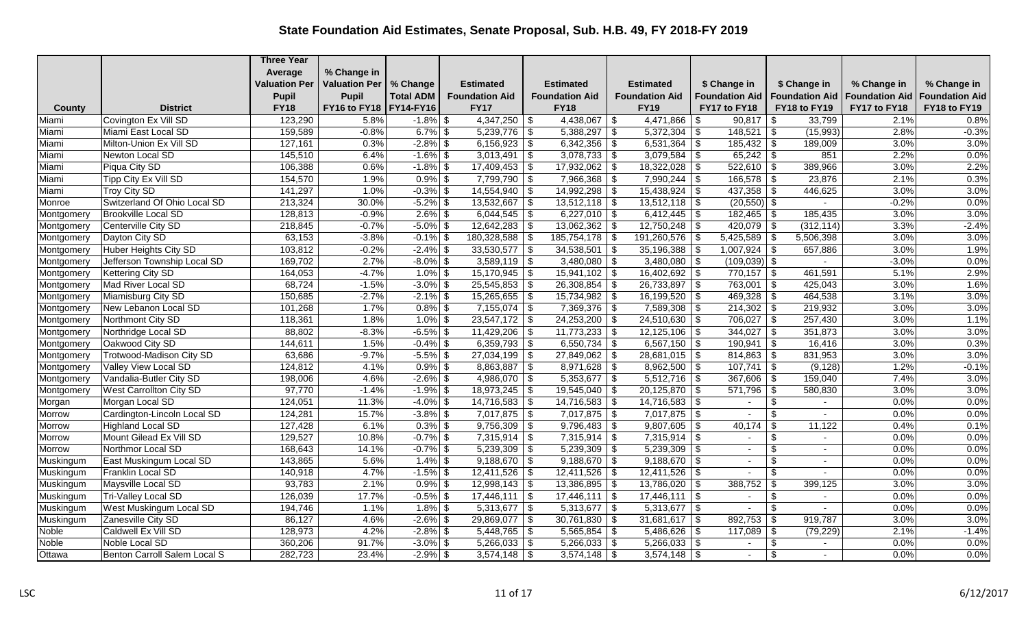# State Foundation Aid Estimates, Senate Proposal, Sub. H.B. 49, FY 2018-FY 2019

| County | District | Three Year Average Valuation Per Pupil FY18 | % Change in Valuation Per Pupil FY16 to FY18 | % Change Total ADM FY14-FY16 | Estimated Foundation Aid FY17 | Estimated Foundation Aid FY18 | Estimated Foundation Aid FY19 | $ Change in Foundation Aid FY17 to FY18 | $ Change in Foundation Aid FY18 to FY19 | % Change in Foundation Aid FY17 to FY18 | % Change in Foundation Aid FY18 to FY19 |
|---|---|---|---|---|---|---|---|---|---|---|---|
| Miami | Covington Ex Vill SD | 123,290 | 5.8% | -1.8% | $ 4,347,250 | $ 4,438,067 | $ 4,471,866 | $ 90,817 | $ 33,799 | 2.1% | 0.8% |
| Miami | Miami East Local SD | 159,589 | -0.8% | 6.7% | $ 5,239,776 | $ 5,388,297 | $ 5,372,304 | $ 148,521 | $ (15,993) | 2.8% | -0.3% |
| Miami | Milton-Union Ex Vill SD | 127,161 | 0.3% | -2.8% | $ 6,156,923 | $ 6,342,356 | $ 6,531,364 | $ 185,432 | $ 189,009 | 3.0% | 3.0% |
| Miami | Newton Local SD | 145,510 | 6.4% | -1.6% | $ 3,013,491 | $ 3,078,733 | $ 3,079,584 | $ 65,242 | $ 851 | 2.2% | 0.0% |
| Miami | Piqua City SD | 106,388 | 0.6% | -1.8% | $ 17,409,453 | $ 17,932,062 | $ 18,322,028 | $ 522,610 | $ 389,966 | 3.0% | 2.2% |
| Miami | Tipp City Ex Vill SD | 154,570 | 1.9% | 0.9% | $ 7,799,790 | $ 7,966,368 | $ 7,990,244 | $ 166,578 | $ 23,876 | 2.1% | 0.3% |
| Miami | Troy City SD | 141,297 | 1.0% | -0.3% | $ 14,554,940 | $ 14,992,298 | $ 15,438,924 | $ 437,358 | $ 446,625 | 3.0% | 3.0% |
| Monroe | Switzerland Of Ohio Local SD | 213,324 | 30.0% | -5.2% | $ 13,532,667 | $ 13,512,118 | $ 13,512,118 | $ (20,550) | $ - | -0.2% | 0.0% |
| Montgomery | Brookville Local SD | 128,813 | -0.9% | 2.6% | $ 6,044,545 | $ 6,227,010 | $ 6,412,445 | $ 182,465 | $ 185,435 | 3.0% | 3.0% |
| Montgomery | Centerville City SD | 218,845 | -0.7% | -5.0% | $ 12,642,283 | $ 13,062,362 | $ 12,750,248 | $ 420,079 | $ (312,114) | 3.3% | -2.4% |
| Montgomery | Dayton City SD | 63,153 | -3.8% | -0.1% | $ 180,328,588 | $ 185,754,178 | $ 191,260,576 | $ 5,425,589 | $ 5,506,398 | 3.0% | 3.0% |
| Montgomery | Huber Heights City SD | 103,812 | -0.2% | -2.4% | $ 33,530,577 | $ 34,538,501 | $ 35,196,388 | $ 1,007,924 | $ 657,886 | 3.0% | 1.9% |
| Montgomery | Jefferson Township Local SD | 169,702 | 2.7% | -8.0% | $ 3,589,119 | $ 3,480,080 | $ 3,480,080 | $ (109,039) | $ - | -3.0% | 0.0% |
| Montgomery | Kettering City SD | 164,053 | -4.7% | 1.0% | $ 15,170,945 | $ 15,941,102 | $ 16,402,692 | $ 770,157 | $ 461,591 | 5.1% | 2.9% |
| Montgomery | Mad River Local SD | 68,724 | -1.5% | -3.0% | $ 25,545,853 | $ 26,308,854 | $ 26,733,897 | $ 763,001 | $ 425,043 | 3.0% | 1.6% |
| Montgomery | Miamisburg City SD | 150,685 | -2.7% | -2.1% | $ 15,265,655 | $ 15,734,982 | $ 16,199,520 | $ 469,328 | $ 464,538 | 3.1% | 3.0% |
| Montgomery | New Lebanon Local SD | 101,268 | 1.7% | 0.8% | $ 7,155,074 | $ 7,369,376 | $ 7,589,308 | $ 214,302 | $ 219,932 | 3.0% | 3.0% |
| Montgomery | Northmont City SD | 118,361 | 1.8% | 1.0% | $ 23,547,172 | $ 24,253,200 | $ 24,510,630 | $ 706,027 | $ 257,430 | 3.0% | 1.1% |
| Montgomery | Northridge Local SD | 88,802 | -8.3% | -6.5% | $ 11,429,206 | $ 11,773,233 | $ 12,125,106 | $ 344,027 | $ 351,873 | 3.0% | 3.0% |
| Montgomery | Oakwood City SD | 144,611 | 1.5% | -0.4% | $ 6,359,793 | $ 6,550,734 | $ 6,567,150 | $ 190,941 | $ 16,416 | 3.0% | 0.3% |
| Montgomery | Trotwood-Madison City SD | 63,686 | -9.7% | -5.5% | $ 27,034,199 | $ 27,849,062 | $ 28,681,015 | $ 814,863 | $ 831,953 | 3.0% | 3.0% |
| Montgomery | Valley View Local SD | 124,812 | 4.1% | 0.9% | $ 8,863,887 | $ 8,971,628 | $ 8,962,500 | $ 107,741 | $ (9,128) | 1.2% | -0.1% |
| Montgomery | Vandalia-Butler City SD | 198,006 | 4.6% | -2.6% | $ 4,986,070 | $ 5,353,677 | $ 5,512,716 | $ 367,606 | $ 159,040 | 7.4% | 3.0% |
| Montgomery | West Carrollton City SD | 97,770 | -1.4% | -1.9% | $ 18,973,245 | $ 19,545,040 | $ 20,125,870 | $ 571,796 | $ 580,830 | 3.0% | 3.0% |
| Morgan | Morgan Local SD | 124,051 | 11.3% | -4.0% | $ 14,716,583 | $ 14,716,583 | $ 14,716,583 | $ - | $ - | 0.0% | 0.0% |
| Morrow | Cardington-Lincoln Local SD | 124,281 | 15.7% | -3.8% | $ 7,017,875 | $ 7,017,875 | $ 7,017,875 | $ - | $ - | 0.0% | 0.0% |
| Morrow | Highland Local SD | 127,428 | 6.1% | 0.3% | $ 9,756,309 | $ 9,796,483 | $ 9,807,605 | $ 40,174 | $ 11,122 | 0.4% | 0.1% |
| Morrow | Mount Gilead Ex Vill SD | 129,527 | 10.8% | -0.7% | $ 7,315,914 | $ 7,315,914 | $ 7,315,914 | $ - | $ - | 0.0% | 0.0% |
| Morrow | Northmor Local SD | 168,643 | 14.1% | -0.7% | $ 5,239,309 | $ 5,239,309 | $ 5,239,309 | $ - | $ - | 0.0% | 0.0% |
| Muskingum | East Muskingum Local SD | 143,865 | 5.6% | 1.4% | $ 9,188,670 | $ 9,188,670 | $ 9,188,670 | $ - | $ - | 0.0% | 0.0% |
| Muskingum | Franklin Local SD | 140,918 | 4.7% | -1.5% | $ 12,411,526 | $ 12,411,526 | $ 12,411,526 | $ - | $ - | 0.0% | 0.0% |
| Muskingum | Maysville Local SD | 93,783 | 2.1% | 0.9% | $ 12,998,143 | $ 13,386,895 | $ 13,786,020 | $ 388,752 | $ 399,125 | 3.0% | 3.0% |
| Muskingum | Tri-Valley Local SD | 126,039 | 17.7% | -0.5% | $ 17,446,111 | $ 17,446,111 | $ 17,446,111 | $ - | $ - | 0.0% | 0.0% |
| Muskingum | West Muskingum Local SD | 194,746 | 1.1% | 1.8% | $ 5,313,677 | $ 5,313,677 | $ 5,313,677 | $ - | $ - | 0.0% | 0.0% |
| Muskingum | Zanesville City SD | 86,127 | 4.6% | -2.6% | $ 29,869,077 | $ 30,761,830 | $ 31,681,617 | $ 892,753 | $ 919,787 | 3.0% | 3.0% |
| Noble | Caldwell Ex Vill SD | 128,973 | 4.2% | -2.8% | $ 5,448,765 | $ 5,565,854 | $ 5,486,626 | $ 117,089 | $ (79,229) | 2.1% | -1.4% |
| Noble | Noble Local SD | 360,206 | 91.7% | -3.0% | $ 5,266,033 | $ 5,266,033 | $ 5,266,033 | $ - | $ - | 0.0% | 0.0% |
| Ottawa | Benton Carroll Salem Local S | 282,723 | 23.4% | -2.9% | $ 3,574,148 | $ 3,574,148 | $ 3,574,148 | $ - | $ - | 0.0% | 0.0% |

LSC 6/12/2017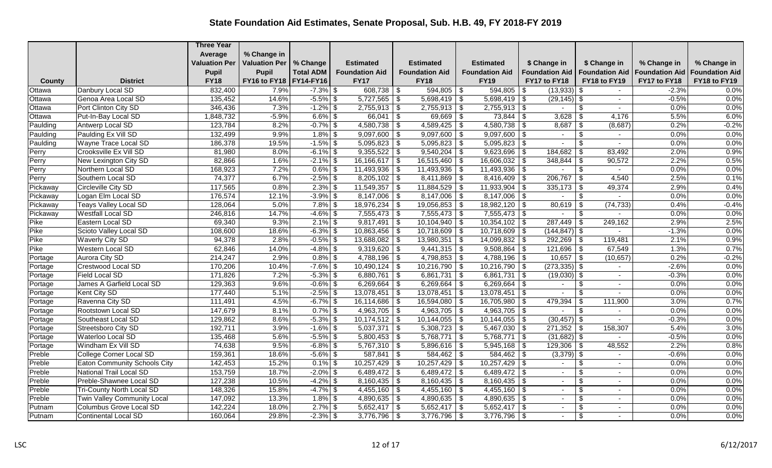# State Foundation Aid Estimates, Senate Proposal, Sub. H.B. 49, FY 2018-FY 2019

| County | District | Three Year Average Valuation Per Pupil FY18 | % Change in Valuation Per Pupil FY16 to FY18 | % Change Total ADM FY14-FY16 | Estimated Foundation Aid FY17 | Estimated Foundation Aid FY18 | Estimated Foundation Aid FY19 | $ Change in Foundation Aid FY17 to FY18 | $ Change in Foundation Aid FY18 to FY19 | % Change in Foundation Aid FY17 to FY18 | % Change in Foundation Aid FY18 to FY19 |
|---|---|---|---|---|---|---|---|---|---|---|---|
| Ottawa | Danbury Local SD | 832,400 | 7.9% | -7.3% | $ 608,738 | $ 594,805 | $ 594,805 | $ (13,933) | $ - | -2.3% | 0.0% |
| Ottawa | Genoa Area Local SD | 135,452 | 14.6% | -5.5% | $ 5,727,565 | $ 5,698,419 | $ 5,698,419 | $ (29,145) | $ - | -0.5% | 0.0% |
| Ottawa | Port Clinton City SD | 346,436 | 7.3% | -1.2% | $ 2,755,913 | $ 2,755,913 | $ 2,755,913 | $ - | $ - | 0.0% | 0.0% |
| Ottawa | Put-In-Bay Local SD | 1,848,732 | -5.9% | 6.6% | $ 66,041 | $ 69,669 | $ 73,844 | $ 3,628 | $ 4,176 | 5.5% | 6.0% |
| Paulding | Antwerp Local SD | 123,784 | 8.2% | -0.7% | $ 4,580,738 | $ 4,589,425 | $ 4,580,738 | $ 8,687 | $ (8,687) | 0.2% | -0.2% |
| Paulding | Paulding Ex Vill SD | 132,499 | 9.9% | 1.8% | $ 9,097,600 | $ 9,097,600 | $ 9,097,600 | $ - | $ - | 0.0% | 0.0% |
| Paulding | Wayne Trace Local SD | 186,378 | 19.5% | -1.5% | $ 5,095,823 | $ 5,095,823 | $ 5,095,823 | $ - | $ - | 0.0% | 0.0% |
| Perry | Crooksville Ex Vill SD | 81,980 | 8.0% | -6.1% | $ 9,355,522 | $ 9,540,204 | $ 9,623,696 | $ 184,682 | $ 83,492 | 2.0% | 0.9% |
| Perry | New Lexington City SD | 82,866 | 1.6% | -2.1% | $ 16,166,617 | $ 16,515,460 | $ 16,606,032 | $ 348,844 | $ 90,572 | 2.2% | 0.5% |
| Perry | Northern Local SD | 168,923 | 7.2% | 0.6% | $ 11,493,936 | $ 11,493,936 | $ 11,493,936 | $ - | $ - | 0.0% | 0.0% |
| Perry | Southern Local SD | 74,377 | 6.7% | -2.5% | $ 8,205,102 | $ 8,411,869 | $ 8,416,409 | $ 206,767 | $ 4,540 | 2.5% | 0.1% |
| Pickaway | Circleville City SD | 117,565 | 0.8% | 2.3% | $ 11,549,357 | $ 11,884,529 | $ 11,933,904 | $ 335,173 | $ 49,374 | 2.9% | 0.4% |
| Pickaway | Logan Elm Local SD | 176,574 | 12.1% | -3.9% | $ 8,147,006 | $ 8,147,006 | $ 8,147,006 | $ - | $ - | 0.0% | 0.0% |
| Pickaway | Teays Valley Local SD | 128,064 | 5.0% | 7.8% | $ 18,976,234 | $ 19,056,853 | $ 18,982,120 | $ 80,619 | $ (74,733) | 0.4% | -0.4% |
| Pickaway | Westfall Local SD | 246,816 | 14.7% | -4.6% | $ 7,555,473 | $ 7,555,473 | $ 7,555,473 | $ - | $ - | 0.0% | 0.0% |
| Pike | Eastern Local SD | 69,340 | 9.3% | 2.1% | $ 9,817,491 | $ 10,104,940 | $ 10,354,102 | $ 287,449 | $ 249,162 | 2.9% | 2.5% |
| Pike | Scioto Valley Local SD | 108,600 | 18.6% | -6.3% | $ 10,863,456 | $ 10,718,609 | $ 10,718,609 | $ (144,847) | $ - | -1.3% | 0.0% |
| Pike | Waverly City SD | 94,378 | 2.8% | -0.5% | $ 13,688,082 | $ 13,980,351 | $ 14,099,832 | $ 292,269 | $ 119,481 | 2.1% | 0.9% |
| Pike | Western Local SD | 62,846 | 14.0% | -4.8% | $ 9,319,620 | $ 9,441,315 | $ 9,508,864 | $ 121,696 | $ 67,549 | 1.3% | 0.7% |
| Portage | Aurora City SD | 214,247 | 2.9% | 0.8% | $ 4,788,196 | $ 4,798,853 | $ 4,788,196 | $ 10,657 | $ (10,657) | 0.2% | -0.2% |
| Portage | Crestwood Local SD | 170,206 | 10.4% | -7.6% | $ 10,490,124 | $ 10,216,790 | $ 10,216,790 | $ (273,335) | $ - | -2.6% | 0.0% |
| Portage | Field Local SD | 171,826 | 7.2% | -5.3% | $ 6,880,761 | $ 6,861,731 | $ 6,861,731 | $ (19,030) | $ - | -0.3% | 0.0% |
| Portage | James A Garfield Local SD | 129,363 | 9.6% | -0.6% | $ 6,269,664 | $ 6,269,664 | $ 6,269,664 | $ - | $ - | 0.0% | 0.0% |
| Portage | Kent City SD | 177,440 | 5.1% | -2.5% | $ 13,078,451 | $ 13,078,451 | $ 13,078,451 | $ - | $ - | 0.0% | 0.0% |
| Portage | Ravenna City SD | 111,491 | 4.5% | -6.7% | $ 16,114,686 | $ 16,594,080 | $ 16,705,980 | $ 479,394 | $ 111,900 | 3.0% | 0.7% |
| Portage | Rootstown Local SD | 147,679 | 8.1% | 0.7% | $ 4,963,705 | $ 4,963,705 | $ 4,963,705 | $ - | $ - | 0.0% | 0.0% |
| Portage | Southeast Local SD | 129,862 | 8.6% | -5.3% | $ 10,174,512 | $ 10,144,055 | $ 10,144,055 | $ (30,457) | $ - | -0.3% | 0.0% |
| Portage | Streetsboro City SD | 192,711 | 3.9% | -1.6% | $ 5,037,371 | $ 5,308,723 | $ 5,467,030 | $ 271,352 | $ 158,307 | 5.4% | 3.0% |
| Portage | Waterloo Local SD | 135,468 | 5.6% | -5.5% | $ 5,800,453 | $ 5,768,771 | $ 5,768,771 | $ (31,682) | $ - | -0.5% | 0.0% |
| Portage | Windham Ex Vill SD | 74,638 | 9.5% | -6.8% | $ 5,767,310 | $ 5,896,616 | $ 5,945,168 | $ 129,306 | $ 48,552 | 2.2% | 0.8% |
| Preble | College Corner Local SD | 159,361 | 18.6% | -5.6% | $ 587,841 | $ 584,462 | $ 584,462 | $ (3,379) | $ - | -0.6% | 0.0% |
| Preble | Eaton Community Schools City | 142,453 | 15.2% | 0.1% | $ 10,257,429 | $ 10,257,429 | $ 10,257,429 | $ - | $ - | 0.0% | 0.0% |
| Preble | National Trail Local SD | 153,759 | 18.7% | -2.0% | $ 6,489,472 | $ 6,489,472 | $ 6,489,472 | $ - | $ - | 0.0% | 0.0% |
| Preble | Preble-Shawnee Local SD | 127,238 | 10.5% | -4.2% | $ 8,160,435 | $ 8,160,435 | $ 8,160,435 | $ - | $ - | 0.0% | 0.0% |
| Preble | Tri-County North Local SD | 148,326 | 15.8% | -4.7% | $ 4,455,160 | $ 4,455,160 | $ 4,455,160 | $ - | $ - | 0.0% | 0.0% |
| Preble | Twin Valley Community Local | 147,092 | 13.3% | 1.8% | $ 4,890,635 | $ 4,890,635 | $ 4,890,635 | $ - | $ - | 0.0% | 0.0% |
| Putnam | Columbus Grove Local SD | 142,224 | 18.0% | 2.7% | $ 5,652,417 | $ 5,652,417 | $ 5,652,417 | $ - | $ - | 0.0% | 0.0% |
| Putnam | Continental Local SD | 160,064 | 29.8% | -2.3% | $ 3,776,796 | $ 3,776,796 | $ 3,776,796 | $ - | $ - | 0.0% | 0.0% |

LSC 6/12/2017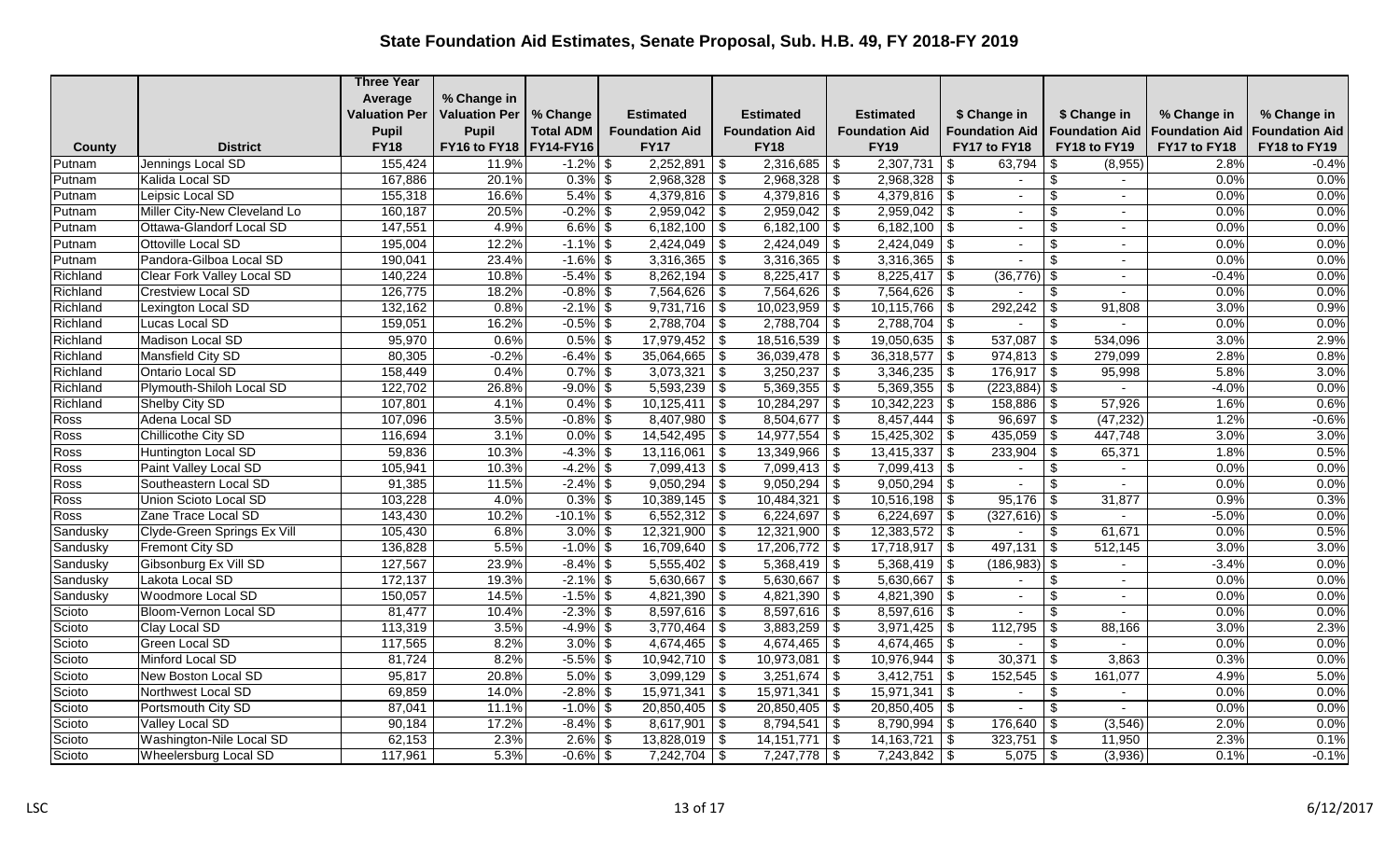# State Foundation Aid Estimates, Senate Proposal, Sub. H.B. 49, FY 2018-FY 2019

| County | District | Three Year Average Valuation Per Pupil FY18 | % Change in Valuation Per Pupil FY16 to FY18 | % Change Total ADM FY14-FY16 | Estimated Foundation Aid FY17 | Estimated Foundation Aid FY18 | Estimated Foundation Aid FY19 | $ Change in Foundation Aid FY17 to FY18 | $ Change in Foundation Aid FY18 to FY19 | % Change in Foundation Aid FY17 to FY18 | % Change in Foundation Aid FY18 to FY19 |
|---|---|---|---|---|---|---|---|---|---|---|---|
| Putnam | Jennings Local SD | 155,424 | 11.9% | -1.2% | $ 2,252,891 | $ 2,316,685 | $ 2,307,731 | $ 63,794 | $ (8,955) | 2.8% | -0.4% |
| Putnam | Kalida Local SD | 167,886 | 20.1% | 0.3% | $ 2,968,328 | $ 2,968,328 | $ 2,968,328 | $ - | $ - | 0.0% | 0.0% |
| Putnam | Leipsic Local SD | 155,318 | 16.6% | 5.4% | $ 4,379,816 | $ 4,379,816 | $ 4,379,816 | $ - | $ - | 0.0% | 0.0% |
| Putnam | Miller City-New Cleveland Lo | 160,187 | 20.5% | -0.2% | $ 2,959,042 | $ 2,959,042 | $ 2,959,042 | $ - | $ - | 0.0% | 0.0% |
| Putnam | Ottawa-Glandorf Local SD | 147,551 | 4.9% | 6.6% | $ 6,182,100 | $ 6,182,100 | $ 6,182,100 | $ - | $ - | 0.0% | 0.0% |
| Putnam | Ottoville Local SD | 195,004 | 12.2% | -1.1% | $ 2,424,049 | $ 2,424,049 | $ 2,424,049 | $ - | $ - | 0.0% | 0.0% |
| Putnam | Pandora-Gilboa Local SD | 190,041 | 23.4% | -1.6% | $ 3,316,365 | $ 3,316,365 | $ 3,316,365 | $ - | $ - | 0.0% | 0.0% |
| Richland | Clear Fork Valley Local SD | 140,224 | 10.8% | -5.4% | $ 8,262,194 | $ 8,225,417 | $ 8,225,417 | $ (36,776) | $ - | -0.4% | 0.0% |
| Richland | Crestview Local SD | 126,775 | 18.2% | -0.8% | $ 7,564,626 | $ 7,564,626 | $ 7,564,626 | $ - | $ - | 0.0% | 0.0% |
| Richland | Lexington Local SD | 132,162 | 0.8% | -2.1% | $ 9,731,716 | $ 10,023,959 | $ 10,115,766 | $ 292,242 | $ 91,808 | 3.0% | 0.9% |
| Richland | Lucas Local SD | 159,051 | 16.2% | -0.5% | $ 2,788,704 | $ 2,788,704 | $ 2,788,704 | $ - | $ - | 0.0% | 0.0% |
| Richland | Madison Local SD | 95,970 | 0.6% | 0.5% | $ 17,979,452 | $ 18,516,539 | $ 19,050,635 | $ 537,087 | $ 534,096 | 3.0% | 2.9% |
| Richland | Mansfield City SD | 80,305 | -0.2% | -6.4% | $ 35,064,665 | $ 36,039,478 | $ 36,318,577 | $ 974,813 | $ 279,099 | 2.8% | 0.8% |
| Richland | Ontario Local SD | 158,449 | 0.4% | 0.7% | $ 3,073,321 | $ 3,250,237 | $ 3,346,235 | $ 176,917 | $ 95,998 | 5.8% | 3.0% |
| Richland | Plymouth-Shiloh Local SD | 122,702 | 26.8% | -9.0% | $ 5,593,239 | $ 5,369,355 | $ 5,369,355 | $ (223,884) | $ - | -4.0% | 0.0% |
| Richland | Shelby City SD | 107,801 | 4.1% | 0.4% | $ 10,125,411 | $ 10,284,297 | $ 10,342,223 | $ 158,886 | $ 57,926 | 1.6% | 0.6% |
| Ross | Adena Local SD | 107,096 | 3.5% | -0.8% | $ 8,407,980 | $ 8,504,677 | $ 8,457,444 | $ 96,697 | $ (47,232) | 1.2% | -0.6% |
| Ross | Chillicothe City SD | 116,694 | 3.1% | 0.0% | $ 14,542,495 | $ 14,977,554 | $ 15,425,302 | $ 435,059 | $ 447,748 | 3.0% | 3.0% |
| Ross | Huntington Local SD | 59,836 | 10.3% | -4.3% | $ 13,116,061 | $ 13,349,966 | $ 13,415,337 | $ 233,904 | $ 65,371 | 1.8% | 0.5% |
| Ross | Paint Valley Local SD | 105,941 | 10.3% | -4.2% | $ 7,099,413 | $ 7,099,413 | $ 7,099,413 | $ - | $ - | 0.0% | 0.0% |
| Ross | Southeastern Local SD | 91,385 | 11.5% | -2.4% | $ 9,050,294 | $ 9,050,294 | $ 9,050,294 | $ - | $ - | 0.0% | 0.0% |
| Ross | Union Scioto Local SD | 103,228 | 4.0% | 0.3% | $ 10,389,145 | $ 10,484,321 | $ 10,516,198 | $ 95,176 | $ 31,877 | 0.9% | 0.3% |
| Ross | Zane Trace Local SD | 143,430 | 10.2% | -10.1% | $ 6,552,312 | $ 6,224,697 | $ 6,224,697 | $ (327,616) | $ - | -5.0% | 0.0% |
| Sandusky | Clyde-Green Springs Ex Vill | 105,430 | 6.8% | 3.0% | $ 12,321,900 | $ 12,321,900 | $ 12,383,572 | $ - | $ 61,671 | 0.0% | 0.5% |
| Sandusky | Fremont City SD | 136,828 | 5.5% | -1.0% | $ 16,709,640 | $ 17,206,772 | $ 17,718,917 | $ 497,131 | $ 512,145 | 3.0% | 3.0% |
| Sandusky | Gibsonburg Ex Vill SD | 127,567 | 23.9% | -8.4% | $ 5,555,402 | $ 5,368,419 | $ 5,368,419 | $ (186,983) | $ - | -3.4% | 0.0% |
| Sandusky | Lakota Local SD | 172,137 | 19.3% | -2.1% | $ 5,630,667 | $ 5,630,667 | $ 5,630,667 | $ - | $ - | 0.0% | 0.0% |
| Sandusky | Woodmore Local SD | 150,057 | 14.5% | -1.5% | $ 4,821,390 | $ 4,821,390 | $ 4,821,390 | $ - | $ - | 0.0% | 0.0% |
| Scioto | Bloom-Vernon Local SD | 81,477 | 10.4% | -2.3% | $ 8,597,616 | $ 8,597,616 | $ 8,597,616 | $ - | $ - | 0.0% | 0.0% |
| Scioto | Clay Local SD | 113,319 | 3.5% | -4.9% | $ 3,770,464 | $ 3,883,259 | $ 3,971,425 | $ 112,795 | $ 88,166 | 3.0% | 2.3% |
| Scioto | Green Local SD | 117,565 | 8.2% | 3.0% | $ 4,674,465 | $ 4,674,465 | $ 4,674,465 | $ - | $ - | 0.0% | 0.0% |
| Scioto | Minford Local SD | 81,724 | 8.2% | -5.5% | $ 10,942,710 | $ 10,973,081 | $ 10,976,944 | $ 30,371 | $ 3,863 | 0.3% | 0.0% |
| Scioto | New Boston Local SD | 95,817 | 20.8% | 5.0% | $ 3,099,129 | $ 3,251,674 | $ 3,412,751 | $ 152,545 | $ 161,077 | 4.9% | 5.0% |
| Scioto | Northwest Local SD | 69,859 | 14.0% | -2.8% | $ 15,971,341 | $ 15,971,341 | $ 15,971,341 | $ - | $ - | 0.0% | 0.0% |
| Scioto | Portsmouth City SD | 87,041 | 11.1% | -1.0% | $ 20,850,405 | $ 20,850,405 | $ 20,850,405 | $ - | $ - | 0.0% | 0.0% |
| Scioto | Valley Local SD | 90,184 | 17.2% | -8.4% | $ 8,617,901 | $ 8,794,541 | $ 8,790,994 | $ 176,640 | $ (3,546) | 2.0% | 0.0% |
| Scioto | Washington-Nile Local SD | 62,153 | 2.3% | 2.6% | $ 13,828,019 | $ 14,151,771 | $ 14,163,721 | $ 323,751 | $ 11,950 | 2.3% | 0.1% |
| Scioto | Wheelersburg Local SD | 117,961 | 5.3% | -0.6% | $ 7,242,704 | $ 7,247,778 | $ 7,243,842 | $ 5,075 | $ (3,936) | 0.1% | -0.1% |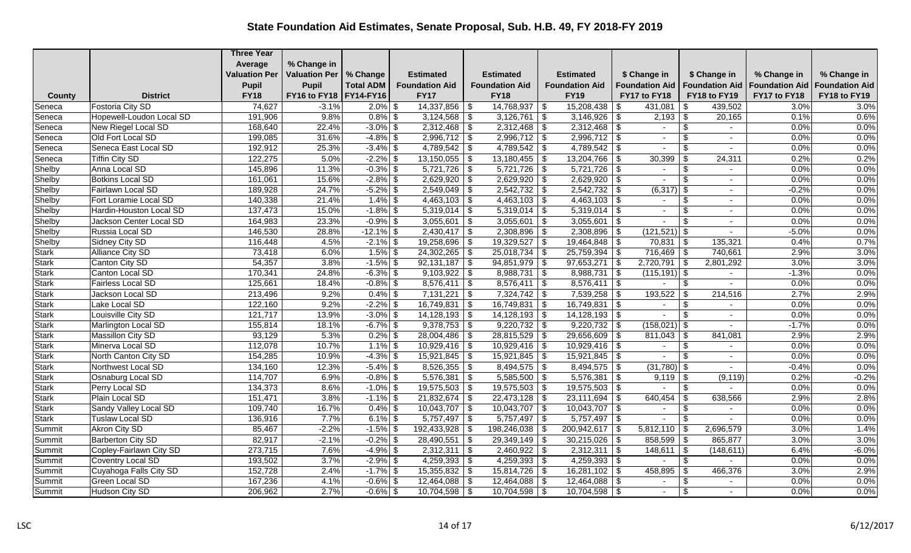# State Foundation Aid Estimates, Senate Proposal, Sub. H.B. 49, FY 2018-FY 2019

| County | District | Three Year Average Valuation Per Pupil FY18 | % Change in Valuation Per Pupil FY16 to FY18 | % Change Total ADM FY14-FY16 | Estimated Foundation Aid FY17 | Estimated Foundation Aid FY18 | Estimated Foundation Aid FY19 | $ Change in Foundation Aid FY17 to FY18 | $ Change in Foundation Aid FY18 to FY19 | % Change in Foundation Aid FY17 to FY18 | % Change in Foundation Aid FY18 to FY19 |
|---|---|---|---|---|---|---|---|---|---|---|---|
| Seneca | Fostoria City SD | 74,627 | -3.1% | 2.0% | $ 14,337,856 | $ 14,768,937 | $ 15,208,438 | $ 431,081 | $ 439,502 | 3.0% | 3.0% |
| Seneca | Hopewell-Loudon Local SD | 191,906 | 9.8% | 0.8% | $ 3,124,568 | $ 3,126,761 | $ 3,146,926 | $ 2,193 | $ 20,165 | 0.1% | 0.6% |
| Seneca | New Riegel Local SD | 168,640 | 22.4% | -3.0% | $ 2,312,468 | $ 2,312,468 | $ 2,312,468 | $ - | $ - | 0.0% | 0.0% |
| Seneca | Old Fort Local SD | 199,085 | 31.6% | -4.8% | $ 2,996,712 | $ 2,996,712 | $ 2,996,712 | $ - | $ - | 0.0% | 0.0% |
| Seneca | Seneca East Local SD | 192,912 | 25.3% | -3.4% | $ 4,789,542 | $ 4,789,542 | $ 4,789,542 | $ - | $ - | 0.0% | 0.0% |
| Seneca | Tiffin City SD | 122,275 | 5.0% | -2.2% | $ 13,150,055 | $ 13,180,455 | $ 13,204,766 | $ 30,399 | $ 24,311 | 0.2% | 0.2% |
| Shelby | Anna Local SD | 145,896 | 11.3% | -0.3% | $ 5,721,726 | $ 5,721,726 | $ 5,721,726 | $ - | $ - | 0.0% | 0.0% |
| Shelby | Botkins Local SD | 161,061 | 15.6% | -2.8% | $ 2,629,920 | $ 2,629,920 | $ 2,629,920 | $ - | $ - | 0.0% | 0.0% |
| Shelby | Fairlawn Local SD | 189,928 | 24.7% | -5.2% | $ 2,549,049 | $ 2,542,732 | $ 2,542,732 | $ (6,317) | $ - | -0.2% | 0.0% |
| Shelby | Fort Loramie Local SD | 140,338 | 21.4% | 1.4% | $ 4,463,103 | $ 4,463,103 | $ 4,463,103 | $ - | $ - | 0.0% | 0.0% |
| Shelby | Hardin-Houston Local SD | 137,473 | 15.0% | -1.8% | $ 5,319,014 | $ 5,319,014 | $ 5,319,014 | $ - | $ - | 0.0% | 0.0% |
| Shelby | Jackson Center Local SD | 164,983 | 23.3% | -0.9% | $ 3,055,601 | $ 3,055,601 | $ 3,055,601 | $ - | $ - | 0.0% | 0.0% |
| Shelby | Russia Local SD | 146,530 | 28.8% | -12.1% | $ 2,430,417 | $ 2,308,896 | $ 2,308,896 | $ (121,521) | $ - | -5.0% | 0.0% |
| Shelby | Sidney City SD | 116,448 | 4.5% | -2.1% | $ 19,258,696 | $ 19,329,527 | $ 19,464,848 | $ 70,831 | $ 135,321 | 0.4% | 0.7% |
| Stark | Alliance City SD | 73,418 | 6.0% | 1.5% | $ 24,302,265 | $ 25,018,734 | $ 25,759,394 | $ 716,469 | $ 740,661 | 2.9% | 3.0% |
| Stark | Canton City SD | 54,357 | 3.8% | -1.5% | $ 92,131,187 | $ 94,851,979 | $ 97,653,271 | $ 2,720,791 | $ 2,801,292 | 3.0% | 3.0% |
| Stark | Canton Local SD | 170,341 | 24.8% | -6.3% | $ 9,103,922 | $ 8,988,731 | $ 8,988,731 | $ (115,191) | $ - | -1.3% | 0.0% |
| Stark | Fairless Local SD | 125,661 | 18.4% | -0.8% | $ 8,576,411 | $ 8,576,411 | $ 8,576,411 | $ - | $ - | 0.0% | 0.0% |
| Stark | Jackson Local SD | 213,496 | 9.2% | 0.4% | $ 7,131,221 | $ 7,324,742 | $ 7,539,258 | $ 193,522 | $ 214,516 | 2.7% | 2.9% |
| Stark | Lake Local SD | 122,160 | 9.2% | -2.2% | $ 16,749,831 | $ 16,749,831 | $ 16,749,831 | $ - | $ - | 0.0% | 0.0% |
| Stark | Louisville City SD | 121,717 | 13.9% | -3.0% | $ 14,128,193 | $ 14,128,193 | $ 14,128,193 | $ - | $ - | 0.0% | 0.0% |
| Stark | Marlington Local SD | 155,814 | 18.1% | -6.7% | $ 9,378,753 | $ 9,220,732 | $ 9,220,732 | $ (158,021) | $ - | -1.7% | 0.0% |
| Stark | Massillon City SD | 93,129 | 5.3% | 0.2% | $ 28,004,486 | $ 28,815,529 | $ 29,656,609 | $ 811,043 | $ 841,081 | 2.9% | 2.9% |
| Stark | Minerva Local SD | 112,078 | 10.7% | 1.1% | $ 10,929,416 | $ 10,929,416 | $ 10,929,416 | $ - | $ - | 0.0% | 0.0% |
| Stark | North Canton City SD | 154,285 | 10.9% | -4.3% | $ 15,921,845 | $ 15,921,845 | $ 15,921,845 | $ - | $ - | 0.0% | 0.0% |
| Stark | Northwest Local SD | 134,160 | 12.3% | -5.4% | $ 8,526,355 | $ 8,494,575 | $ 8,494,575 | $ (31,780) | $ - | -0.4% | 0.0% |
| Stark | Osnaburg Local SD | 114,707 | 6.9% | -0.8% | $ 5,576,381 | $ 5,585,500 | $ 5,576,381 | $ 9,119 | $ (9,119) | 0.2% | -0.2% |
| Stark | Perry Local SD | 134,373 | 8.6% | -1.0% | $ 19,575,503 | $ 19,575,503 | $ 19,575,503 | $ - | $ - | 0.0% | 0.0% |
| Stark | Plain Local SD | 151,471 | 3.8% | -1.1% | $ 21,832,674 | $ 22,473,128 | $ 23,111,694 | $ 640,454 | $ 638,566 | 2.9% | 2.8% |
| Stark | Sandy Valley Local SD | 109,740 | 16.7% | 0.4% | $ 10,043,707 | $ 10,043,707 | $ 10,043,707 | $ - | $ - | 0.0% | 0.0% |
| Stark | Tuslaw Local SD | 136,916 | 7.7% | 6.1% | $ 5,757,497 | $ 5,757,497 | $ 5,757,497 | $ - | $ - | 0.0% | 0.0% |
| Summit | Akron City SD | 85,467 | -2.2% | -1.5% | $ 192,433,928 | $ 198,246,038 | $ 200,942,617 | $ 5,812,110 | $ 2,696,579 | 3.0% | 1.4% |
| Summit | Barberton City SD | 82,917 | -2.1% | -0.2% | $ 28,490,551 | $ 29,349,149 | $ 30,215,026 | $ 858,599 | $ 865,877 | 3.0% | 3.0% |
| Summit | Copley-Fairlawn City SD | 273,715 | 7.6% | -4.9% | $ 2,312,311 | $ 2,460,922 | $ 2,312,311 | $ 148,611 | $ (148,611) | 6.4% | -6.0% |
| Summit | Coventry Local SD | 193,502 | 3.7% | -2.9% | $ 4,259,393 | $ 4,259,393 | $ 4,259,393 | $ - | $ - | 0.0% | 0.0% |
| Summit | Cuyahoga Falls City SD | 152,728 | 2.4% | -1.7% | $ 15,355,832 | $ 15,814,726 | $ 16,281,102 | $ 458,895 | $ 466,376 | 3.0% | 2.9% |
| Summit | Green Local SD | 167,236 | 4.1% | -0.6% | $ 12,464,088 | $ 12,464,088 | $ 12,464,088 | $ - | $ - | 0.0% | 0.0% |
| Summit | Hudson City SD | 206,962 | 2.7% | -0.6% | $ 10,704,598 | $ 10,704,598 | $ 10,704,598 | $ - | $ - | 0.0% | 0.0% |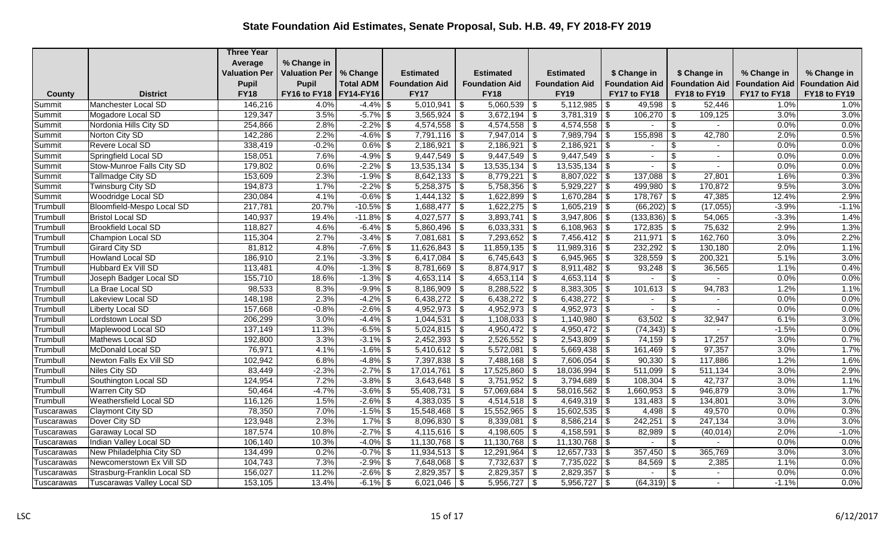# State Foundation Aid Estimates, Senate Proposal, Sub. H.B. 49, FY 2018-FY 2019

| County | District | Three Year Average Valuation Per Pupil FY18 | % Change in Valuation Per Pupil FY16 to FY18 | % Change Total ADM FY14-FY16 | Estimated Foundation Aid FY17 | Estimated Foundation Aid FY18 | Estimated Foundation Aid FY19 | $ Change in Foundation Aid FY17 to FY18 | $ Change in Foundation Aid FY18 to FY19 | % Change in Foundation Aid FY17 to FY18 | % Change in Foundation Aid FY18 to FY19 |
|---|---|---|---|---|---|---|---|---|---|---|---|
| Summit | Manchester Local SD | 146,216 | 4.0% | -4.4% | $ 5,010,941 | $ 5,060,539 | $ 5,112,985 | $ 49,598 | $ 52,446 | 1.0% | 1.0% |
| Summit | Mogadore Local SD | 129,347 | 3.5% | -5.7% | $ 3,565,924 | $ 3,672,194 | $ 3,781,319 | $ 106,270 | $ 109,125 | 3.0% | 3.0% |
| Summit | Nordonia Hills City SD | 254,866 | 2.8% | -2.2% | $ 4,574,558 | $ 4,574,558 | $ 4,574,558 | $ - | $ - | 0.0% | 0.0% |
| Summit | Norton City SD | 142,286 | 2.2% | -4.6% | $ 7,791,116 | $ 7,947,014 | $ 7,989,794 | $ 155,898 | $ 42,780 | 2.0% | 0.5% |
| Summit | Revere Local SD | 338,419 | -0.2% | 0.6% | $ 2,186,921 | $ 2,186,921 | $ 2,186,921 | $ - | $ - | 0.0% | 0.0% |
| Summit | Springfield Local SD | 158,051 | 7.6% | -4.9% | $ 9,447,549 | $ 9,447,549 | $ 9,447,549 | $ - | $ - | 0.0% | 0.0% |
| Summit | Stow-Munroe Falls City SD | 179,802 | 0.6% | -2.2% | $ 13,535,134 | $ 13,535,134 | $ 13,535,134 | $ - | $ - | 0.0% | 0.0% |
| Summit | Tallmadge City SD | 153,609 | 2.3% | -1.9% | $ 8,642,133 | $ 8,779,221 | $ 8,807,022 | $ 137,088 | $ 27,801 | 1.6% | 0.3% |
| Summit | Twinsburg City SD | 194,873 | 1.7% | -2.2% | $ 5,258,375 | $ 5,758,356 | $ 5,929,227 | $ 499,980 | $ 170,872 | 9.5% | 3.0% |
| Summit | Woodridge Local SD | 230,084 | 4.1% | -0.6% | $ 1,444,132 | $ 1,622,899 | $ 1,670,284 | $ 178,767 | $ 47,385 | 12.4% | 2.9% |
| Trumbull | Bloomfield-Mespo Local SD | 217,781 | 20.7% | -10.5% | $ 1,688,477 | $ 1,622,275 | $ 1,605,219 | $ (66,202) | $ (17,055) | -3.9% | -1.1% |
| Trumbull | Bristol Local SD | 140,937 | 19.4% | -11.8% | $ 4,027,577 | $ 3,893,741 | $ 3,947,806 | $ (133,836) | $ 54,065 | -3.3% | 1.4% |
| Trumbull | Brookfield Local SD | 118,827 | 4.6% | -6.4% | $ 5,860,496 | $ 6,033,331 | $ 6,108,963 | $ 172,835 | $ 75,632 | 2.9% | 1.3% |
| Trumbull | Champion Local SD | 115,304 | 2.7% | -3.4% | $ 7,081,681 | $ 7,293,652 | $ 7,456,412 | $ 211,971 | $ 162,760 | 3.0% | 2.2% |
| Trumbull | Girard City SD | 81,812 | 4.8% | -7.6% | $ 11,626,843 | $ 11,859,135 | $ 11,989,316 | $ 232,292 | $ 130,180 | 2.0% | 1.1% |
| Trumbull | Howland Local SD | 186,910 | 2.1% | -3.3% | $ 6,417,084 | $ 6,745,643 | $ 6,945,965 | $ 328,559 | $ 200,321 | 5.1% | 3.0% |
| Trumbull | Hubbard Ex Vill SD | 113,481 | 4.0% | -1.3% | $ 8,781,669 | $ 8,874,917 | $ 8,911,482 | $ 93,248 | $ 36,565 | 1.1% | 0.4% |
| Trumbull | Joseph Badger Local SD | 155,710 | 18.6% | -1.3% | $ 4,653,114 | $ 4,653,114 | $ 4,653,114 | $ - | $ - | 0.0% | 0.0% |
| Trumbull | La Brae Local SD | 98,533 | 8.3% | -9.9% | $ 8,186,909 | $ 8,288,522 | $ 8,383,305 | $ 101,613 | $ 94,783 | 1.2% | 1.1% |
| Trumbull | Lakeview Local SD | 148,198 | 2.3% | -4.2% | $ 6,438,272 | $ 6,438,272 | $ 6,438,272 | $ - | $ - | 0.0% | 0.0% |
| Trumbull | Liberty Local SD | 157,668 | -0.8% | -2.6% | $ 4,952,973 | $ 4,952,973 | $ 4,952,973 | $ - | $ - | 0.0% | 0.0% |
| Trumbull | Lordstown Local SD | 206,299 | 3.0% | -4.4% | $ 1,044,531 | $ 1,108,033 | $ 1,140,980 | $ 63,502 | $ 32,947 | 6.1% | 3.0% |
| Trumbull | Maplewood Local SD | 137,149 | 11.3% | -6.5% | $ 5,024,815 | $ 4,950,472 | $ 4,950,472 | $ (74,343) | $ - | -1.5% | 0.0% |
| Trumbull | Mathews Local SD | 192,800 | 3.3% | -3.1% | $ 2,452,393 | $ 2,526,552 | $ 2,543,809 | $ 74,159 | $ 17,257 | 3.0% | 0.7% |
| Trumbull | McDonald Local SD | 76,971 | 4.1% | -1.6% | $ 5,410,612 | $ 5,572,081 | $ 5,669,438 | $ 161,469 | $ 97,357 | 3.0% | 1.7% |
| Trumbull | Newton Falls Ex Vill SD | 102,942 | 6.8% | -4.8% | $ 7,397,838 | $ 7,488,168 | $ 7,606,054 | $ 90,330 | $ 117,886 | 1.2% | 1.6% |
| Trumbull | Niles City SD | 83,449 | -2.3% | -2.7% | $ 17,014,761 | $ 17,525,860 | $ 18,036,994 | $ 511,099 | $ 511,134 | 3.0% | 2.9% |
| Trumbull | Southington Local SD | 124,954 | 7.2% | -3.8% | $ 3,643,648 | $ 3,751,952 | $ 3,794,689 | $ 108,304 | $ 42,737 | 3.0% | 1.1% |
| Trumbull | Warren City SD | 50,464 | -4.7% | -3.6% | $ 55,408,731 | $ 57,069,684 | $ 58,016,562 | $ 1,660,953 | $ 946,879 | 3.0% | 1.7% |
| Trumbull | Weathersfield Local SD | 116,126 | 1.5% | -2.6% | $ 4,383,035 | $ 4,514,518 | $ 4,649,319 | $ 131,483 | $ 134,801 | 3.0% | 3.0% |
| Tuscarawas | Claymont City SD | 78,350 | 7.0% | -1.5% | $ 15,548,468 | $ 15,552,965 | $ 15,602,535 | $ 4,498 | $ 49,570 | 0.0% | 0.3% |
| Tuscarawas | Dover City SD | 123,948 | 2.3% | 1.7% | $ 8,096,830 | $ 8,339,081 | $ 8,586,214 | $ 242,251 | $ 247,134 | 3.0% | 3.0% |
| Tuscarawas | Garaway Local SD | 187,574 | 10.8% | -2.7% | $ 4,115,616 | $ 4,198,605 | $ 4,158,591 | $ 82,989 | $ (40,014) | 2.0% | -1.0% |
| Tuscarawas | Indian Valley Local SD | 106,140 | 10.3% | -4.0% | $ 11,130,768 | $ 11,130,768 | $ 11,130,768 | $ - | $ - | 0.0% | 0.0% |
| Tuscarawas | New Philadelphia City SD | 134,499 | 0.2% | -0.7% | $ 11,934,513 | $ 12,291,964 | $ 12,657,733 | $ 357,450 | $ 365,769 | 3.0% | 3.0% |
| Tuscarawas | Newcomerstown Ex Vill SD | 104,743 | 7.3% | -2.9% | $ 7,648,068 | $ 7,732,637 | $ 7,735,022 | $ 84,569 | $ 2,385 | 1.1% | 0.0% |
| Tuscarawas | Strasburg-Franklin Local SD | 156,027 | 11.2% | -2.6% | $ 2,829,357 | $ 2,829,357 | $ 2,829,357 | $ - | $ - | 0.0% | 0.0% |
| Tuscarawas | Tuscarawas Valley Local SD | 153,105 | 13.4% | -6.1% | $ 6,021,046 | $ 5,956,727 | $ 5,956,727 | $ (64,319) | $ - | -1.1% | 0.0% |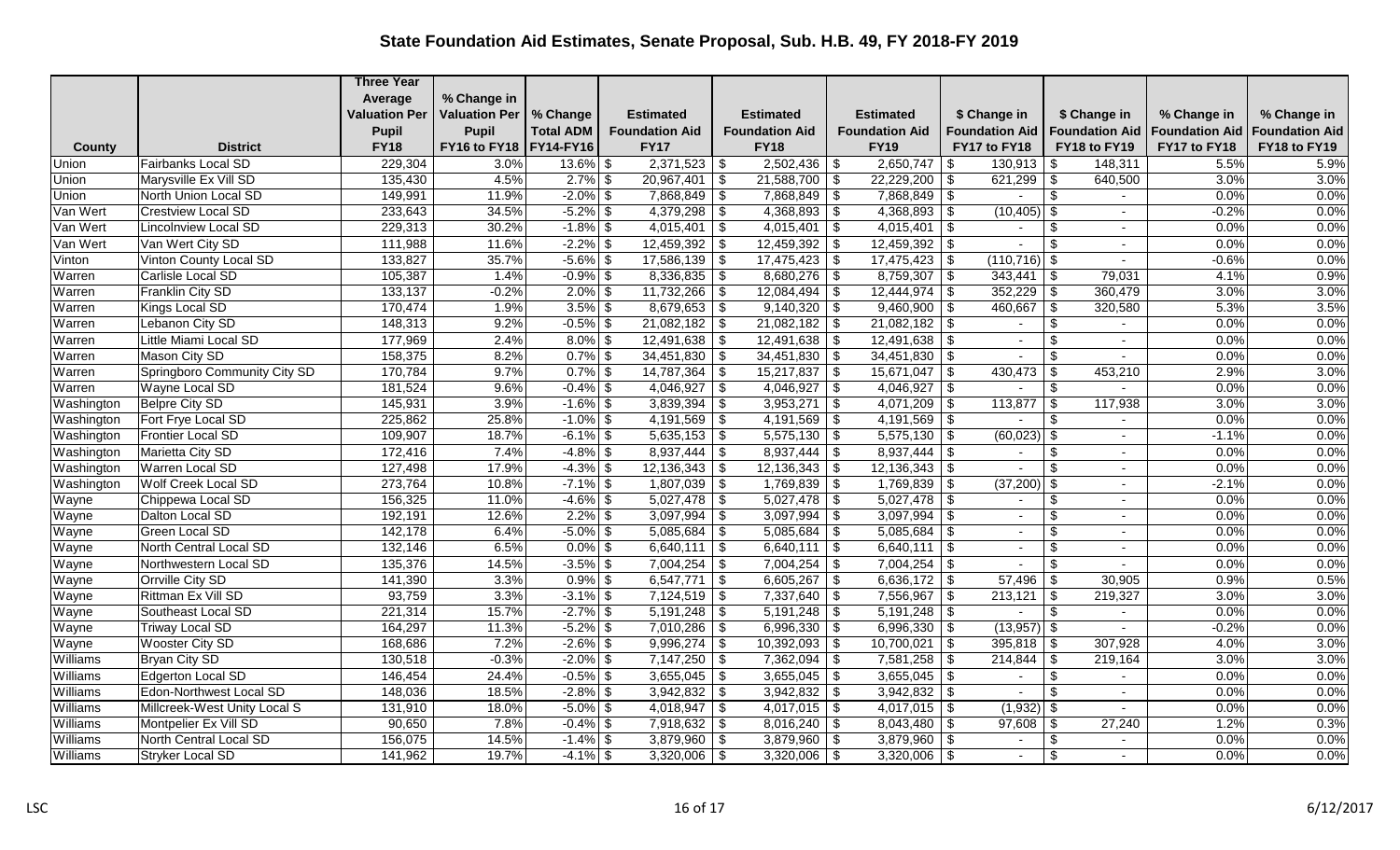# State Foundation Aid Estimates, Senate Proposal, Sub. H.B. 49, FY 2018-FY 2019

| County | District | Three Year Average Valuation Per Pupil FY18 | % Change in Valuation Per Pupil FY16 to FY18 | % Change Total ADM FY14-FY16 | Estimated Foundation Aid FY17 | Estimated Foundation Aid FY18 | Estimated Foundation Aid FY19 | $ Change in Foundation Aid FY17 to FY18 | $ Change in Foundation Aid FY18 to FY19 | % Change in Foundation Aid FY17 to FY18 | % Change in Foundation Aid FY18 to FY19 |
|---|---|---|---|---|---|---|---|---|---|---|---|
| Union | Fairbanks Local SD | 229,304 | 3.0% | 13.6% | $ 2,371,523 | $ 2,502,436 | $ 2,650,747 | $ 130,913 | $ 148,311 | 5.5% | 5.9% |
| Union | Marysville Ex Vill SD | 135,430 | 4.5% | 2.7% | $ 20,967,401 | $ 21,588,700 | $ 22,229,200 | $ 621,299 | $ 640,500 | 3.0% | 3.0% |
| Union | North Union Local SD | 149,991 | 11.9% | -2.0% | $ 7,868,849 | $ 7,868,849 | $ 7,868,849 | $ - | $ - | 0.0% | 0.0% |
| Van Wert | Crestview Local SD | 233,643 | 34.5% | -5.2% | $ 4,379,298 | $ 4,368,893 | $ 4,368,893 | $ (10,405) | $ - | -0.2% | 0.0% |
| Van Wert | Lincolnview Local SD | 229,313 | 30.2% | -1.8% | $ 4,015,401 | $ 4,015,401 | $ 4,015,401 | $ - | $ - | 0.0% | 0.0% |
| Van Wert | Van Wert City SD | 111,988 | 11.6% | -2.2% | $ 12,459,392 | $ 12,459,392 | $ 12,459,392 | $ - | $ - | 0.0% | 0.0% |
| Vinton | Vinton County Local SD | 133,827 | 35.7% | -5.6% | $ 17,586,139 | $ 17,475,423 | $ 17,475,423 | $ (110,716) | $ - | -0.6% | 0.0% |
| Warren | Carlisle Local SD | 105,387 | 1.4% | -0.9% | $ 8,336,835 | $ 8,680,276 | $ 8,759,307 | $ 343,441 | $ 79,031 | 4.1% | 0.9% |
| Warren | Franklin City SD | 133,137 | -0.2% | 2.0% | $ 11,732,266 | $ 12,084,494 | $ 12,444,974 | $ 352,229 | $ 360,479 | 3.0% | 3.0% |
| Warren | Kings Local SD | 170,474 | 1.9% | 3.5% | $ 8,679,653 | $ 9,140,320 | $ 9,460,900 | $ 460,667 | $ 320,580 | 5.3% | 3.5% |
| Warren | Lebanon City SD | 148,313 | 9.2% | -0.5% | $ 21,082,182 | $ 21,082,182 | $ 21,082,182 | $ - | $ - | 0.0% | 0.0% |
| Warren | Little Miami Local SD | 177,969 | 2.4% | 8.0% | $ 12,491,638 | $ 12,491,638 | $ 12,491,638 | $ - | $ - | 0.0% | 0.0% |
| Warren | Mason City SD | 158,375 | 8.2% | 0.7% | $ 34,451,830 | $ 34,451,830 | $ 34,451,830 | $ - | $ - | 0.0% | 0.0% |
| Warren | Springboro Community City SD | 170,784 | 9.7% | 0.7% | $ 14,787,364 | $ 15,217,837 | $ 15,671,047 | $ 430,473 | $ 453,210 | 2.9% | 3.0% |
| Warren | Wayne Local SD | 181,524 | 9.6% | -0.4% | $ 4,046,927 | $ 4,046,927 | $ 4,046,927 | $ - | $ - | 0.0% | 0.0% |
| Washington | Belpre City SD | 145,931 | 3.9% | -1.6% | $ 3,839,394 | $ 3,953,271 | $ 4,071,209 | $ 113,877 | $ 117,938 | 3.0% | 3.0% |
| Washington | Fort Frye Local SD | 225,862 | 25.8% | -1.0% | $ 4,191,569 | $ 4,191,569 | $ 4,191,569 | $ - | $ - | 0.0% | 0.0% |
| Washington | Frontier Local SD | 109,907 | 18.7% | -6.1% | $ 5,635,153 | $ 5,575,130 | $ 5,575,130 | $ (60,023) | $ - | -1.1% | 0.0% |
| Washington | Marietta City SD | 172,416 | 7.4% | -4.8% | $ 8,937,444 | $ 8,937,444 | $ 8,937,444 | $ - | $ - | 0.0% | 0.0% |
| Washington | Warren Local SD | 127,498 | 17.9% | -4.3% | $ 12,136,343 | $ 12,136,343 | $ 12,136,343 | $ - | $ - | 0.0% | 0.0% |
| Washington | Wolf Creek Local SD | 273,764 | 10.8% | -7.1% | $ 1,807,039 | $ 1,769,839 | $ 1,769,839 | $ (37,200) | $ - | -2.1% | 0.0% |
| Wayne | Chippewa Local SD | 156,325 | 11.0% | -4.6% | $ 5,027,478 | $ 5,027,478 | $ 5,027,478 | $ - | $ - | 0.0% | 0.0% |
| Wayne | Dalton Local SD | 192,191 | 12.6% | 2.2% | $ 3,097,994 | $ 3,097,994 | $ 3,097,994 | $ - | $ - | 0.0% | 0.0% |
| Wayne | Green Local SD | 142,178 | 6.4% | -5.0% | $ 5,085,684 | $ 5,085,684 | $ 5,085,684 | $ - | $ - | 0.0% | 0.0% |
| Wayne | North Central Local SD | 132,146 | 6.5% | 0.0% | $ 6,640,111 | $ 6,640,111 | $ 6,640,111 | $ - | $ - | 0.0% | 0.0% |
| Wayne | Northwestern Local SD | 135,376 | 14.5% | -3.5% | $ 7,004,254 | $ 7,004,254 | $ 7,004,254 | $ - | $ - | 0.0% | 0.0% |
| Wayne | Orrville City SD | 141,390 | 3.3% | 0.9% | $ 6,547,771 | $ 6,605,267 | $ 6,636,172 | $ 57,496 | $ 30,905 | 0.9% | 0.5% |
| Wayne | Rittman Ex Vill SD | 93,759 | 3.3% | -3.1% | $ 7,124,519 | $ 7,337,640 | $ 7,556,967 | $ 213,121 | $ 219,327 | 3.0% | 3.0% |
| Wayne | Southeast Local SD | 221,314 | 15.7% | -2.7% | $ 5,191,248 | $ 5,191,248 | $ 5,191,248 | $ - | $ - | 0.0% | 0.0% |
| Wayne | Triway Local SD | 164,297 | 11.3% | -5.2% | $ 7,010,286 | $ 6,996,330 | $ 6,996,330 | $ (13,957) | $ - | -0.2% | 0.0% |
| Wayne | Wooster City SD | 168,686 | 7.2% | -2.6% | $ 9,996,274 | $ 10,392,093 | $ 10,700,021 | $ 395,818 | $ 307,928 | 4.0% | 3.0% |
| Williams | Bryan City SD | 130,518 | -0.3% | -2.0% | $ 7,147,250 | $ 7,362,094 | $ 7,581,258 | $ 214,844 | $ 219,164 | 3.0% | 3.0% |
| Williams | Edgerton Local SD | 146,454 | 24.4% | -0.5% | $ 3,655,045 | $ 3,655,045 | $ 3,655,045 | $ - | $ - | 0.0% | 0.0% |
| Williams | Edon-Northwest Local SD | 148,036 | 18.5% | -2.8% | $ 3,942,832 | $ 3,942,832 | $ 3,942,832 | $ - | $ - | 0.0% | 0.0% |
| Williams | Millcreek-West Unity Local S | 131,910 | 18.0% | -5.0% | $ 4,018,947 | $ 4,017,015 | $ 4,017,015 | $ (1,932) | $ - | 0.0% | 0.0% |
| Williams | Montpelier Ex Vill SD | 90,650 | 7.8% | -0.4% | $ 7,918,632 | $ 8,016,240 | $ 8,043,480 | $ 97,608 | $ 27,240 | 1.2% | 0.3% |
| Williams | North Central Local SD | 156,075 | 14.5% | -1.4% | $ 3,879,960 | $ 3,879,960 | $ 3,879,960 | $ - | $ - | 0.0% | 0.0% |
| Williams | Stryker Local SD | 141,962 | 19.7% | -4.1% | $ 3,320,006 | $ 3,320,006 | $ 3,320,006 | $ - | $ - | 0.0% | 0.0% |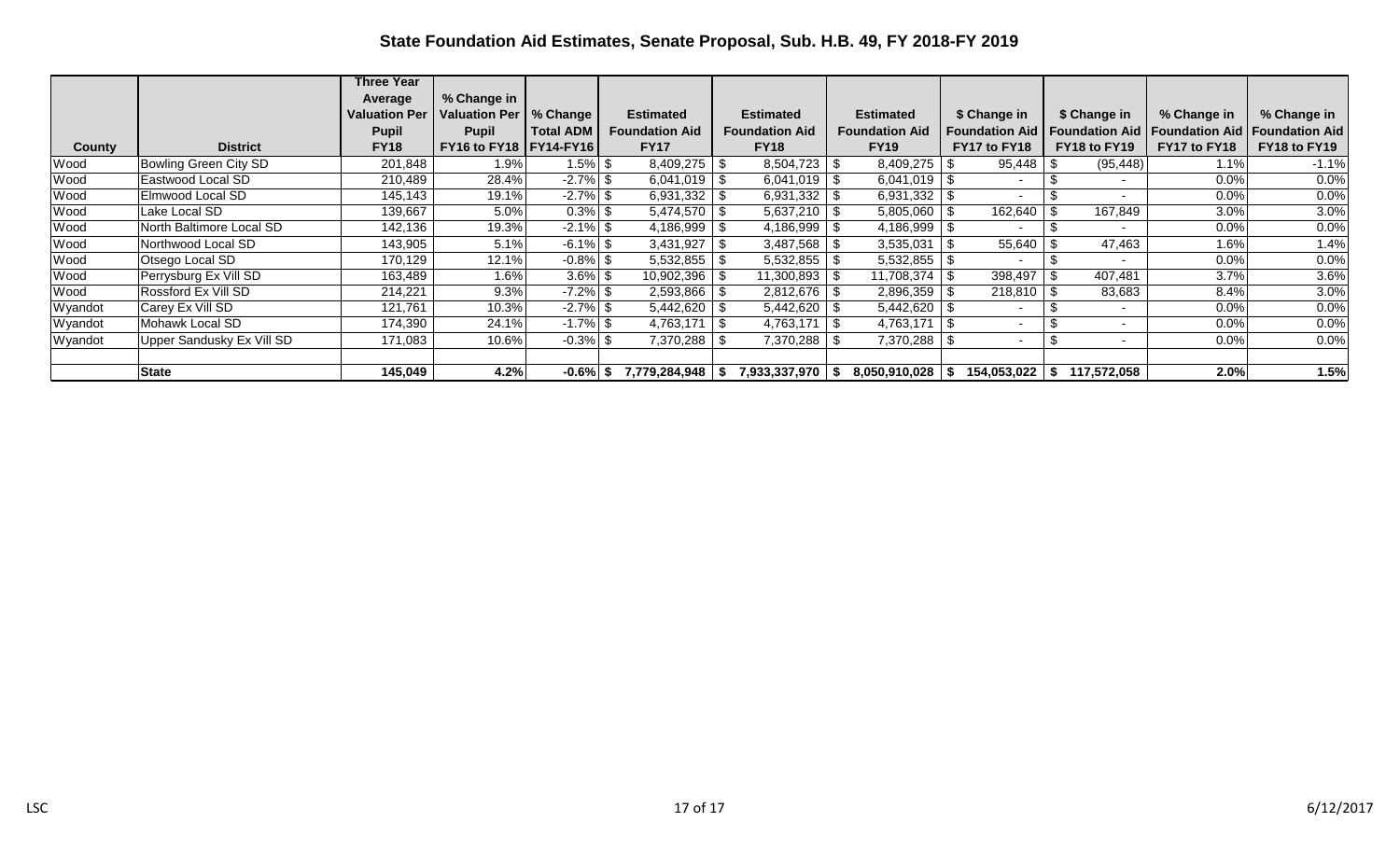# State Foundation Aid Estimates, Senate Proposal, Sub. H.B. 49, FY 2018-FY 2019

| County | District | Three Year Average Valuation Per Pupil FY18 | % Change in Valuation Per Pupil FY16 to FY18 | % Change Total ADM FY14-FY16 | Estimated Foundation Aid FY17 | Estimated Foundation Aid FY18 | Estimated Foundation Aid FY19 | $ Change in Foundation Aid FY17 to FY18 | $ Change in Foundation Aid FY18 to FY19 | % Change in Foundation Aid FY17 to FY18 | % Change in Foundation Aid FY18 to FY19 |
|---|---|---|---|---|---|---|---|---|---|---|---|
| Wood | Bowling Green City SD | 201,848 | 1.9% | 1.5% | $ 8,409,275 | $ 8,504,723 | $ 8,409,275 | $ 95,448 | $ (95,448) | 1.1% | -1.1% |
| Wood | Eastwood Local SD | 210,489 | 28.4% | -2.7% | $ 6,041,019 | $ 6,041,019 | $ 6,041,019 | $ - | $ - | 0.0% | 0.0% |
| Wood | Elmwood Local SD | 145,143 | 19.1% | -2.7% | $ 6,931,332 | $ 6,931,332 | $ 6,931,332 | $ - | $ - | 0.0% | 0.0% |
| Wood | Lake Local SD | 139,667 | 5.0% | 0.3% | $ 5,474,570 | $ 5,637,210 | $ 5,805,060 | $ 162,640 | $ 167,849 | 3.0% | 3.0% |
| Wood | North Baltimore Local SD | 142,136 | 19.3% | -2.1% | $ 4,186,999 | $ 4,186,999 | $ 4,186,999 | $ - | $ - | 0.0% | 0.0% |
| Wood | Northwood Local SD | 143,905 | 5.1% | -6.1% | $ 3,431,927 | $ 3,487,568 | $ 3,535,031 | $ 55,640 | $ 47,463 | 1.6% | 1.4% |
| Wood | Otsego Local SD | 170,129 | 12.1% | -0.8% | $ 5,532,855 | $ 5,532,855 | $ 5,532,855 | $ - | $ - | 0.0% | 0.0% |
| Wood | Perrysburg Ex Vill SD | 163,489 | 1.6% | 3.6% | $ 10,902,396 | $ 11,300,893 | $ 11,708,374 | $ 398,497 | $ 407,481 | 3.7% | 3.6% |
| Wood | Rossford Ex Vill SD | 214,221 | 9.3% | -7.2% | $ 2,593,866 | $ 2,812,676 | $ 2,896,359 | $ 218,810 | $ 83,683 | 8.4% | 3.0% |
| Wyandot | Carey Ex Vill SD | 121,761 | 10.3% | -2.7% | $ 5,442,620 | $ 5,442,620 | $ 5,442,620 | $ - | $ - | 0.0% | 0.0% |
| Wyandot | Mohawk Local SD | 174,390 | 24.1% | -1.7% | $ 4,763,171 | $ 4,763,171 | $ 4,763,171 | $ - | $ - | 0.0% | 0.0% |
| Wyandot | Upper Sandusky Ex Vill SD | 171,083 | 10.6% | -0.3% | $ 7,370,288 | $ 7,370,288 | $ 7,370,288 | $ - | $ - | 0.0% | 0.0% |
| | | | | | | | | | | | |
| | **State** | **145,049** | **4.2%** | **-0.6%** | **$ 7,779,284,948** | **$ 7,933,337,970** | **$ 8,050,910,028** | **$ 154,053,022** | **$ 117,572,058** | **2.0%** | **1.5%** |

LSC

6/12/2017